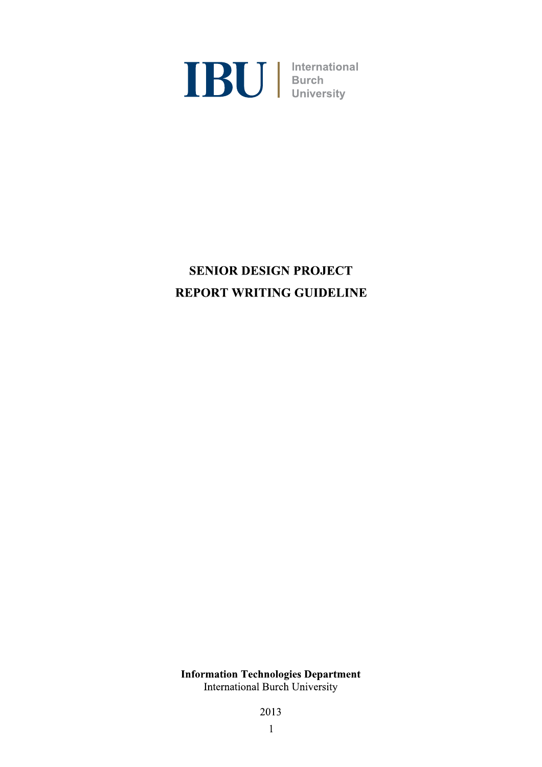IBU | International Burch University

# SENIOR DESIGN PROJECT
# REPORT WRITING GUIDELINE

**Information Technologies Department**
International Burch University

2013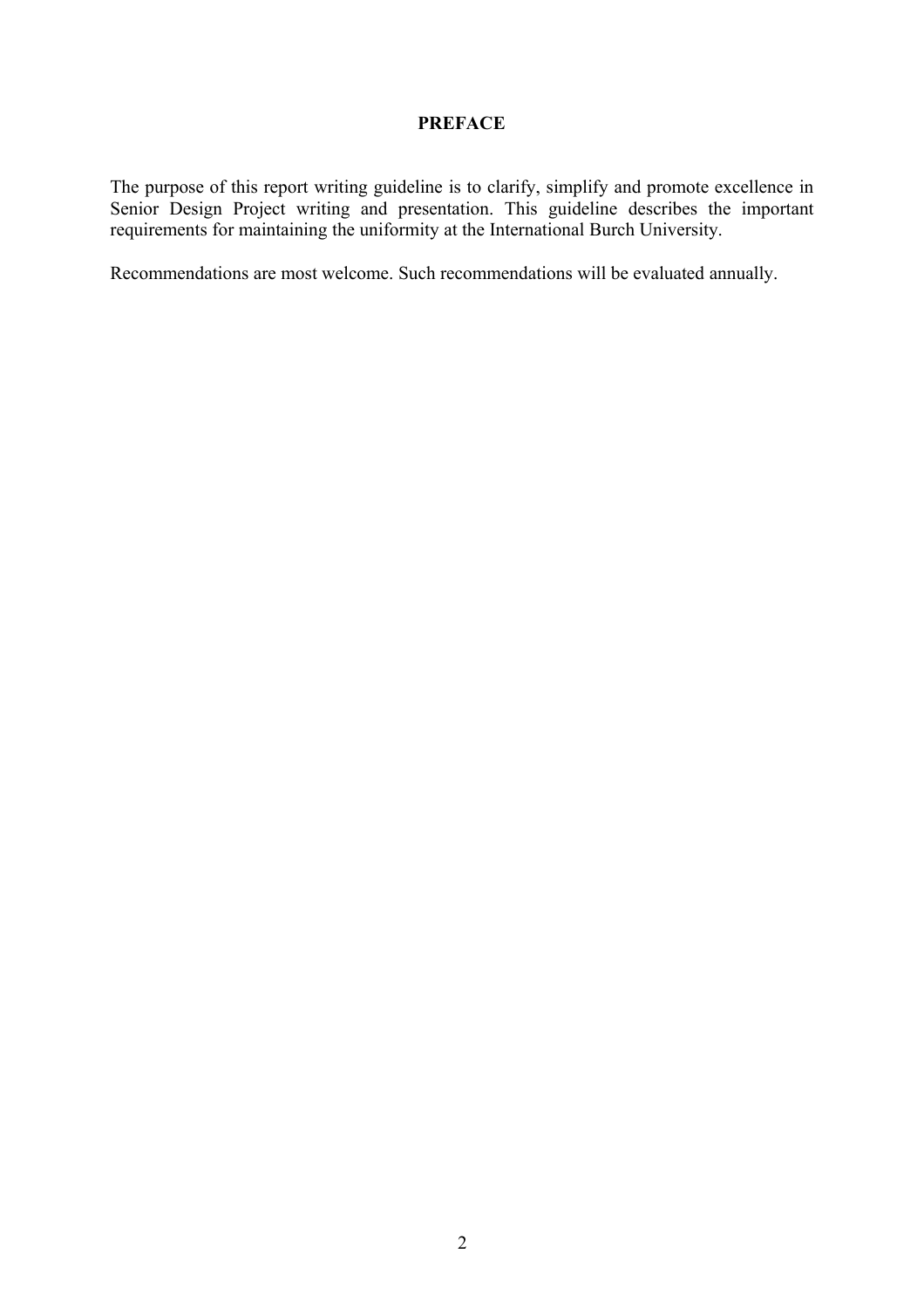# PREFACE

The purpose of this report writing guideline is to clarify, simplify and promote excellence in Senior Design Project writing and presentation. This guideline describes the important requirements for maintaining the uniformity at the International Burch University.

Recommendations are most welcome. Such recommendations will be evaluated annually.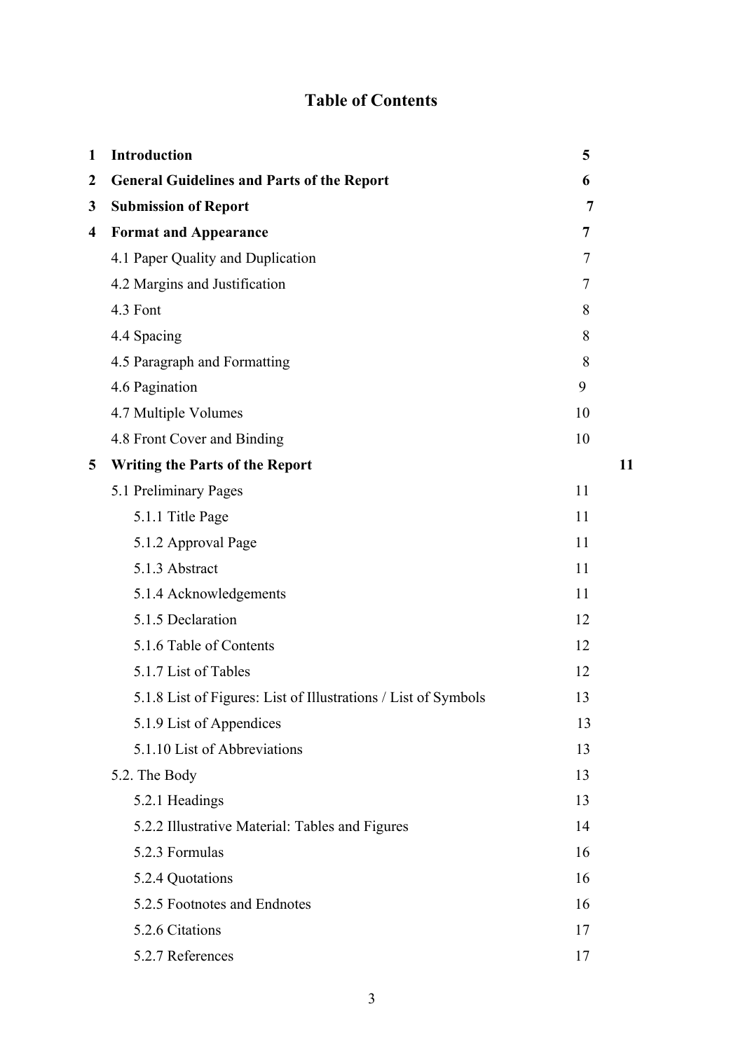# Table of Contents

| | | |
|---|---|---|
| **1** | **Introduction** | **5** |
| **2** | **General Guidelines and Parts of the Report** | **6** |
| **3** | **Submission of Report** | **7** |
| **4** | **Format and Appearance** | **7** |
| | 4.1 Paper Quality and Duplication | 7 |
| | 4.2 Margins and Justification | 7 |
| | 4.3 Font | 8 |
| | 4.4 Spacing | 8 |
| | 4.5 Paragraph and Formatting | 8 |
| | 4.6 Pagination | 9 |
| | 4.7 Multiple Volumes | 10 |
| | 4.8 Front Cover and Binding | 10 |
| **5** | **Writing the Parts of the Report** | **11** |
| | 5.1 Preliminary Pages | 11 |
| | 5.1.1 Title Page | 11 |
| | 5.1.2 Approval Page | 11 |
| | 5.1.3 Abstract | 11 |
| | 5.1.4 Acknowledgements | 11 |
| | 5.1.5 Declaration | 12 |
| | 5.1.6 Table of Contents | 12 |
| | 5.1.7 List of Tables | 12 |
| | 5.1.8 List of Figures: List of Illustrations / List of Symbols | 13 |
| | 5.1.9 List of Appendices | 13 |
| | 5.1.10 List of Abbreviations | 13 |
| | 5.2. The Body | 13 |
| | 5.2.1 Headings | 13 |
| | 5.2.2 Illustrative Material: Tables and Figures | 14 |
| | 5.2.3 Formulas | 16 |
| | 5.2.4 Quotations | 16 |
| | 5.2.5 Footnotes and Endnotes | 16 |
| | 5.2.6 Citations | 17 |
| | 5.2.7 References | 17 |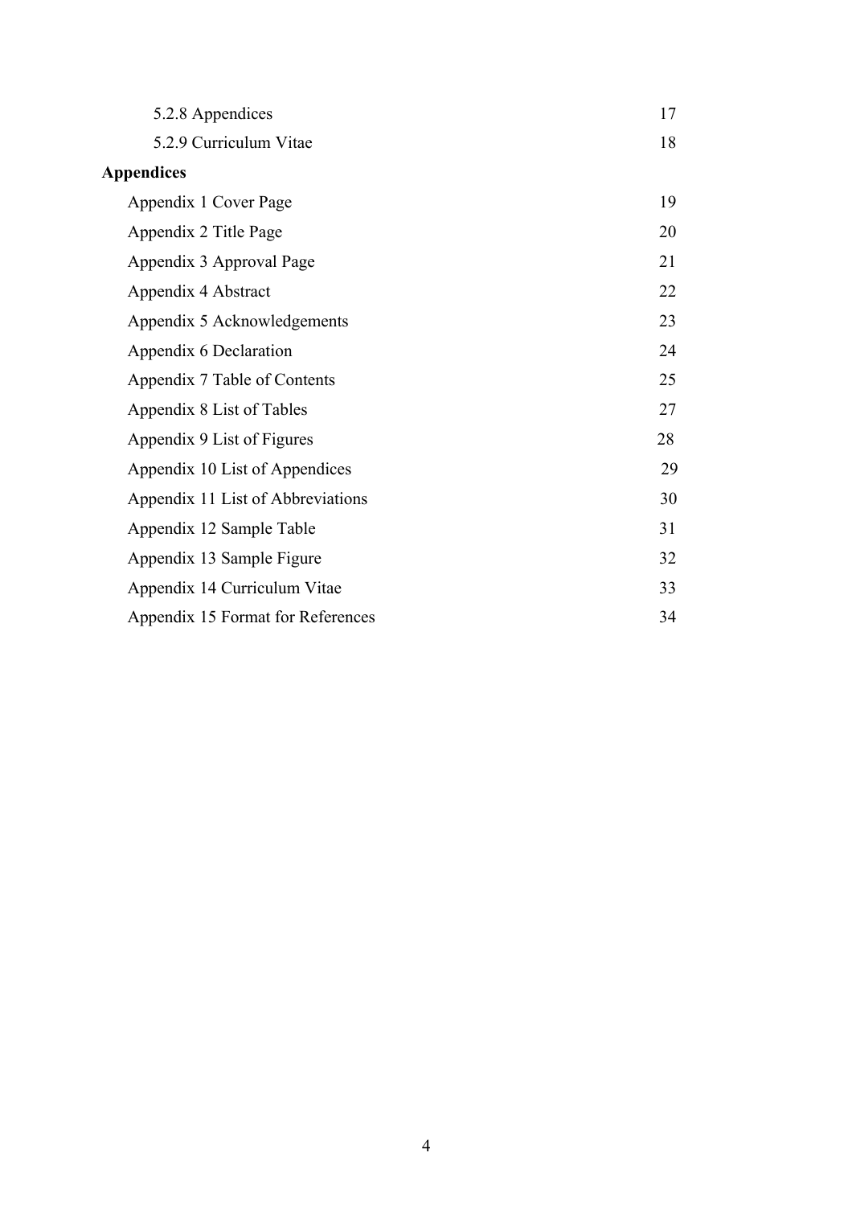5.2.8 Appendices 17

5.2.9 Curriculum Vitae 18

**Appendices**

Appendix 1 Cover Page 19

Appendix 2 Title Page 20

Appendix 3 Approval Page 21

Appendix 4 Abstract 22

Appendix 5 Acknowledgements 23

Appendix 6 Declaration 24

Appendix 7 Table of Contents 25

Appendix 8 List of Tables 27

Appendix 9 List of Figures 28

Appendix 10 List of Appendices 29

Appendix 11 List of Abbreviations 30

Appendix 12 Sample Table 31

Appendix 13 Sample Figure 32

Appendix 14 Curriculum Vitae 33

Appendix 15 Format for References 34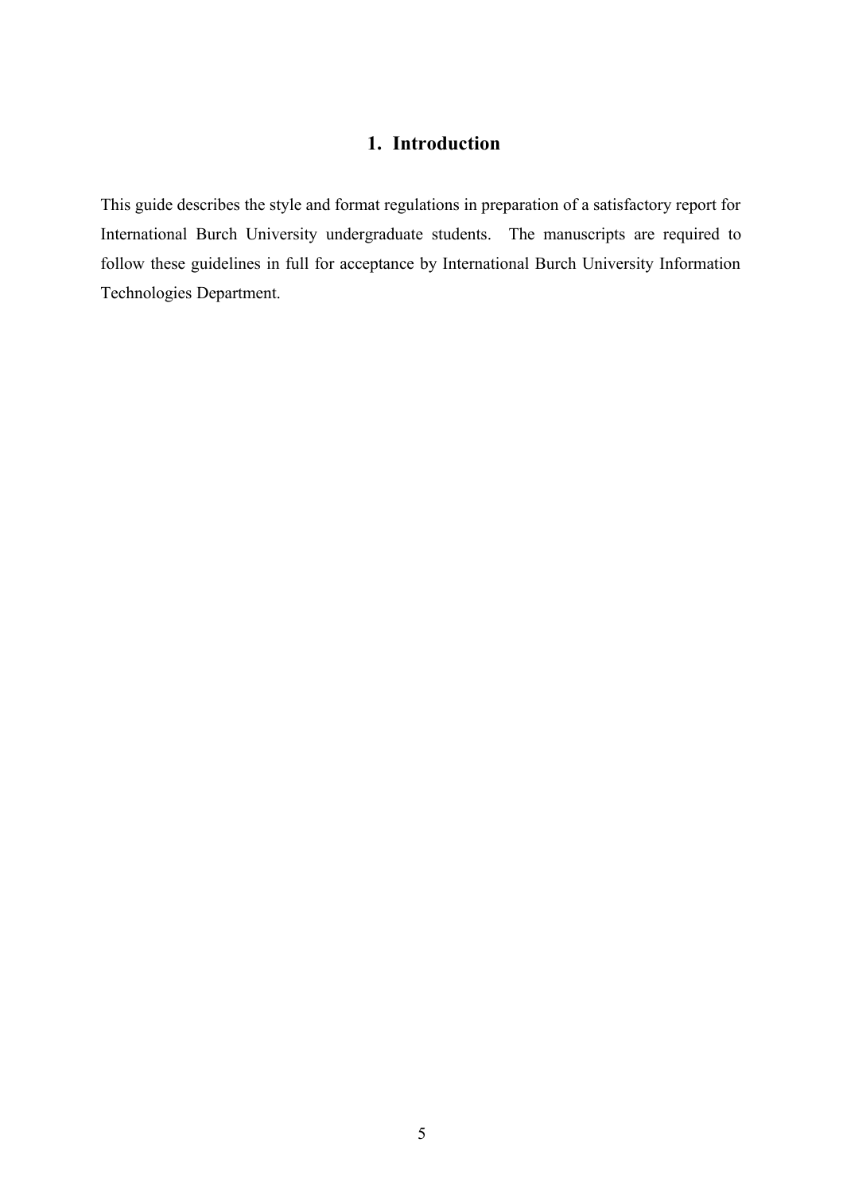# 1. Introduction

This guide describes the style and format regulations in preparation of a satisfactory report for International Burch University undergraduate students. The manuscripts are required to follow these guidelines in full for acceptance by International Burch University Information Technologies Department.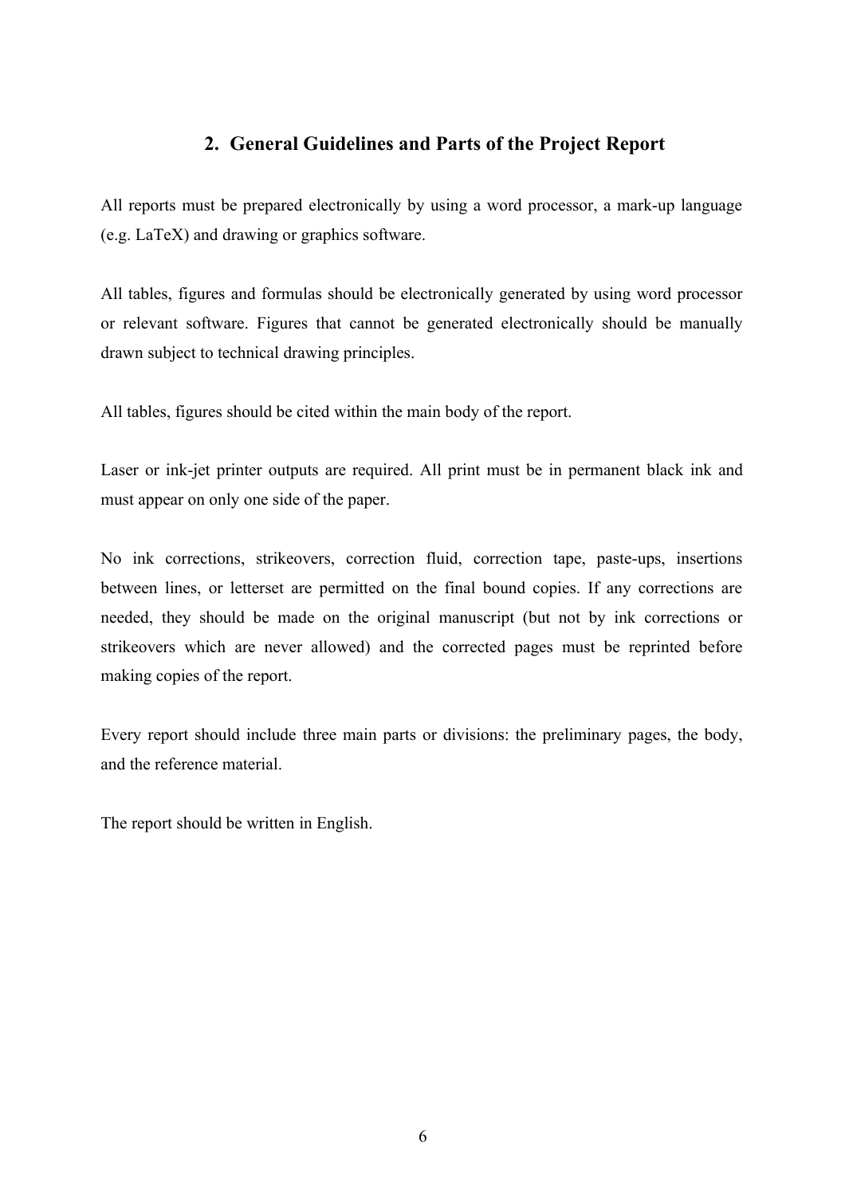## 2. General Guidelines and Parts of the Project Report

All reports must be prepared electronically by using a word processor, a mark-up language (e.g. LaTeX) and drawing or graphics software.

All tables, figures and formulas should be electronically generated by using word processor or relevant software. Figures that cannot be generated electronically should be manually drawn subject to technical drawing principles.

All tables, figures should be cited within the main body of the report.

Laser or ink-jet printer outputs are required. All print must be in permanent black ink and must appear on only one side of the paper.

No ink corrections, strikeovers, correction fluid, correction tape, paste-ups, insertions between lines, or letterset are permitted on the final bound copies. If any corrections are needed, they should be made on the original manuscript (but not by ink corrections or strikeovers which are never allowed) and the corrected pages must be reprinted before making copies of the report.

Every report should include three main parts or divisions: the preliminary pages, the body, and the reference material.

The report should be written in English.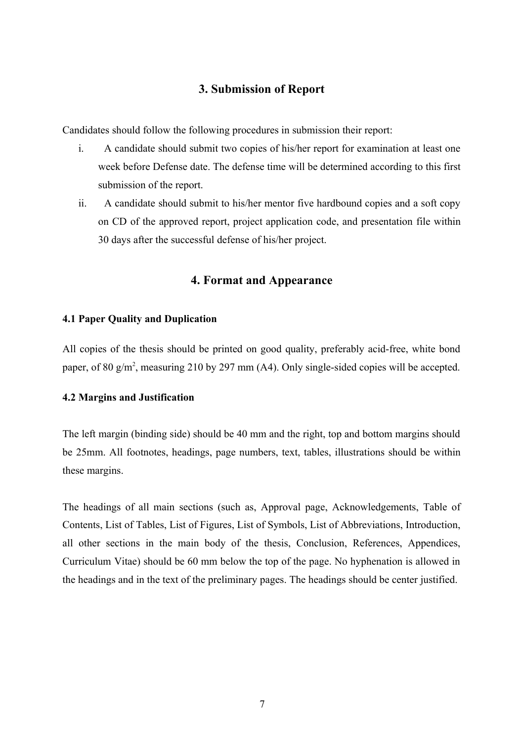## 3. Submission of Report

Candidates should follow the following procedures in submission their report:

i. A candidate should submit two copies of his/her report for examination at least one week before Defense date. The defense time will be determined according to this first submission of the report.

ii. A candidate should submit to his/her mentor five hardbound copies and a soft copy on CD of the approved report, project application code, and presentation file within 30 days after the successful defense of his/her project.

## 4. Format and Appearance

### 4.1 Paper Quality and Duplication

All copies of the thesis should be printed on good quality, preferably acid-free, white bond paper, of 80 $g/m^2$, measuring 210 by 297 mm (A4). Only single-sided copies will be accepted.

### 4.2 Margins and Justification

The left margin (binding side) should be 40 mm and the right, top and bottom margins should be 25mm. All footnotes, headings, page numbers, text, tables, illustrations should be within these margins.

The headings of all main sections (such as, Approval page, Acknowledgements, Table of Contents, List of Tables, List of Figures, List of Symbols, List of Abbreviations, Introduction, all other sections in the main body of the thesis, Conclusion, References, Appendices, Curriculum Vitae) should be 60 mm below the top of the page. No hyphenation is allowed in the headings and in the text of the preliminary pages. The headings should be center justified.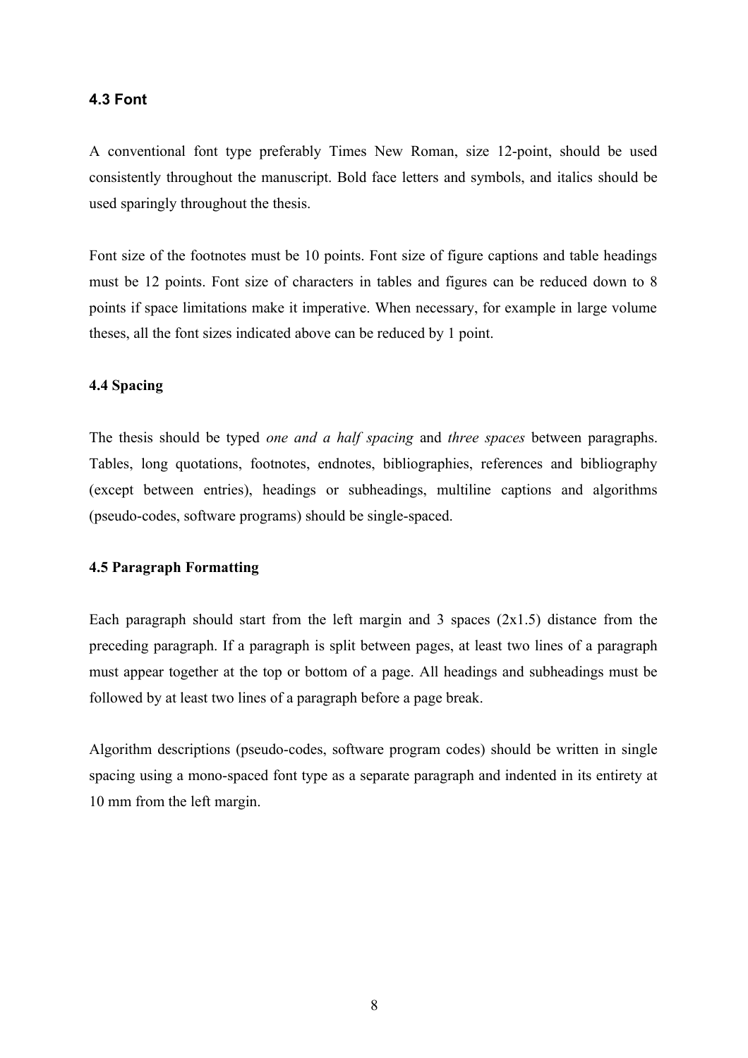### 4.3 Font

A conventional font type preferably Times New Roman, size 12-point, should be used consistently throughout the manuscript. Bold face letters and symbols, and italics should be used sparingly throughout the thesis.

Font size of the footnotes must be 10 points. Font size of figure captions and table headings must be 12 points. Font size of characters in tables and figures can be reduced down to 8 points if space limitations make it imperative. When necessary, for example in large volume theses, all the font sizes indicated above can be reduced by 1 point.

### 4.4 Spacing

The thesis should be typed *one and a half spacing* and *three spaces* between paragraphs. Tables, long quotations, footnotes, endnotes, bibliographies, references and bibliography (except between entries), headings or subheadings, multiline captions and algorithms (pseudo-codes, software programs) should be single-spaced.

### 4.5 Paragraph Formatting

Each paragraph should start from the left margin and 3 spaces (2x1.5) distance from the preceding paragraph. If a paragraph is split between pages, at least two lines of a paragraph must appear together at the top or bottom of a page. All headings and subheadings must be followed by at least two lines of a paragraph before a page break.

Algorithm descriptions (pseudo-codes, software program codes) should be written in single spacing using a mono-spaced font type as a separate paragraph and indented in its entirety at 10 mm from the left margin.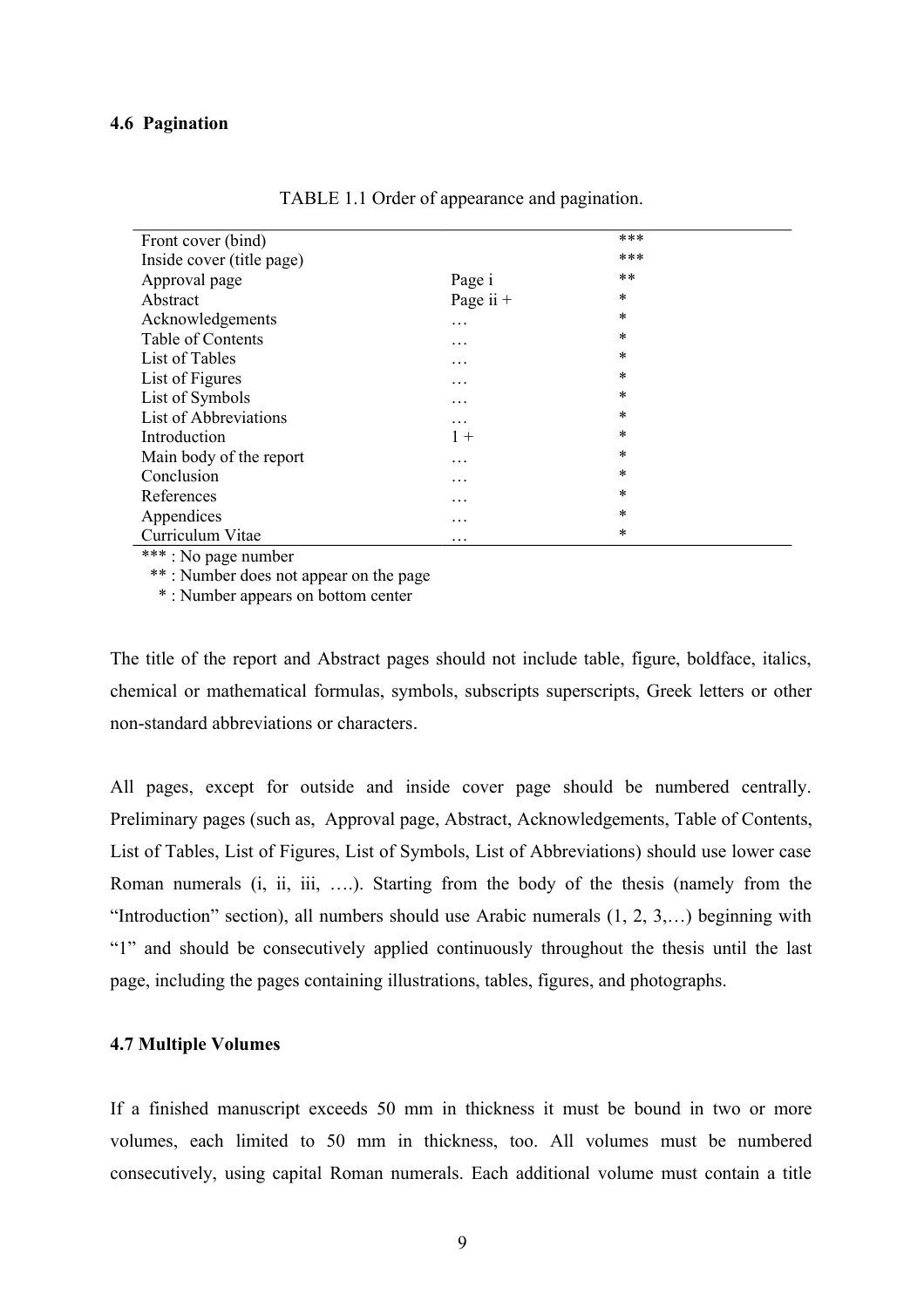### 4.6 Pagination

TABLE 1.1 Order of appearance and pagination.

| | | |
|---|---|---|
| Front cover (bind) | | *** |
| Inside cover (title page) | | *** |
| Approval page | Page i | ** |
| Abstract | Page ii + | * |
| Acknowledgements | … | * |
| Table of Contents | … | * |
| List of Tables | … | * |
| List of Figures | … | * |
| List of Symbols | … | * |
| List of Abbreviations | … | * |
| Introduction | 1 + | * |
| Main body of the report | … | * |
| Conclusion | … | * |
| References | … | * |
| Appendices | … | * |
| Curriculum Vitae | … | * |

*** : No page number
** : Number does not appear on the page
* : Number appears on bottom center

The title of the report and Abstract pages should not include table, figure, boldface, italics, chemical or mathematical formulas, symbols, subscripts superscripts, Greek letters or other non-standard abbreviations or characters.

All pages, except for outside and inside cover page should be numbered centrally. Preliminary pages (such as, Approval page, Abstract, Acknowledgements, Table of Contents, List of Tables, List of Figures, List of Symbols, List of Abbreviations) should use lower case Roman numerals (i, ii, iii, ….). Starting from the body of the thesis (namely from the "Introduction" section), all numbers should use Arabic numerals (1, 2, 3,…) beginning with "1" and should be consecutively applied continuously throughout the thesis until the last page, including the pages containing illustrations, tables, figures, and photographs.

### 4.7 Multiple Volumes

If a finished manuscript exceeds 50 mm in thickness it must be bound in two or more volumes, each limited to 50 mm in thickness, too. All volumes must be numbered consecutively, using capital Roman numerals. Each additional volume must contain a title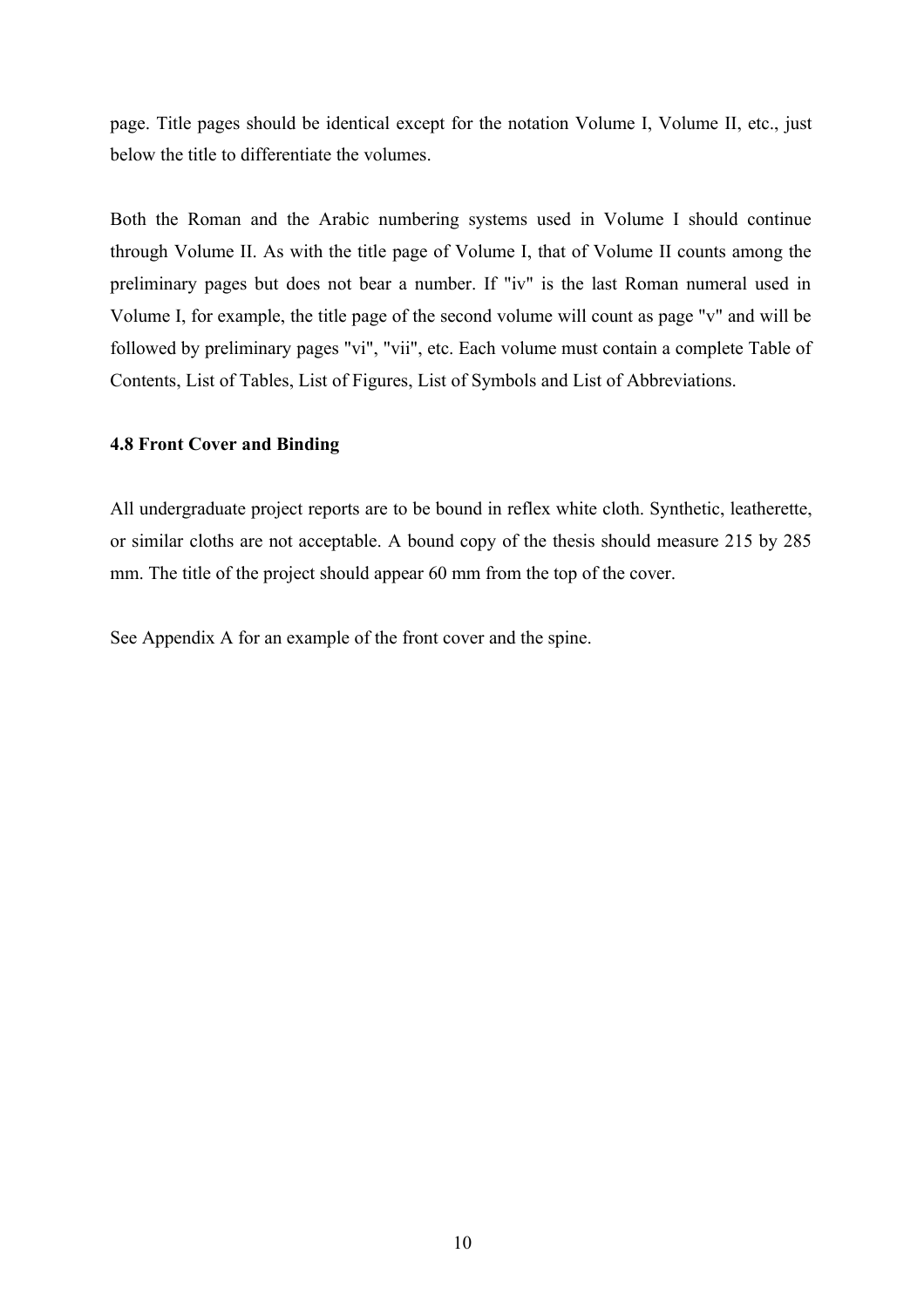page. Title pages should be identical except for the notation Volume I, Volume II, etc., just below the title to differentiate the volumes.

Both the Roman and the Arabic numbering systems used in Volume I should continue through Volume II. As with the title page of Volume I, that of Volume II counts among the preliminary pages but does not bear a number. If "iv" is the last Roman numeral used in Volume I, for example, the title page of the second volume will count as page "v" and will be followed by preliminary pages "vi", "vii", etc. Each volume must contain a complete Table of Contents, List of Tables, List of Figures, List of Symbols and List of Abbreviations.

### 4.8 Front Cover and Binding

All undergraduate project reports are to be bound in reflex white cloth. Synthetic, leatherette, or similar cloths are not acceptable. A bound copy of the thesis should measure 215 by 285 mm. The title of the project should appear 60 mm from the top of the cover.

See Appendix A for an example of the front cover and the spine.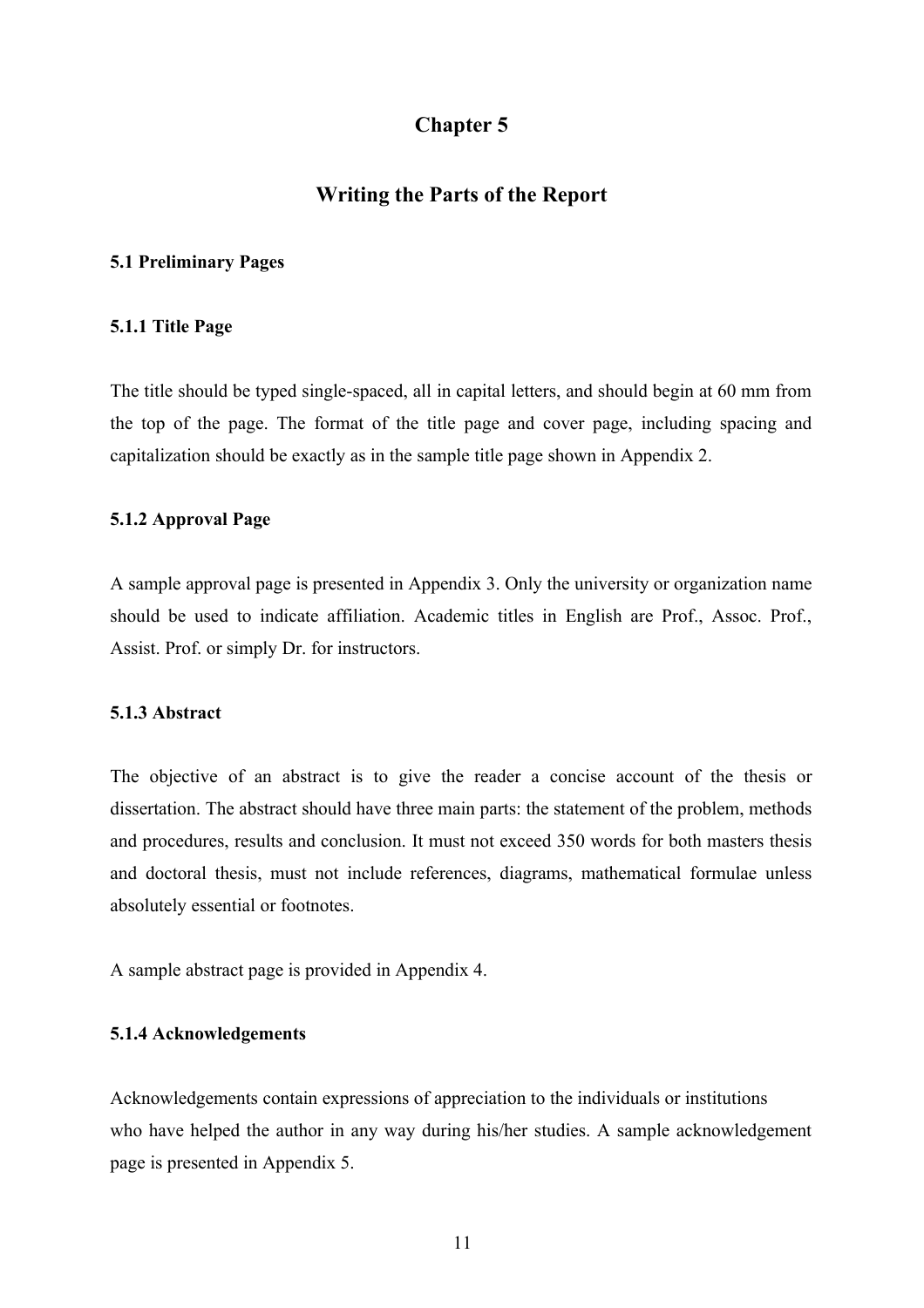# Chapter 5

# Writing the Parts of the Report

## 5.1 Preliminary Pages

### 5.1.1 Title Page

The title should be typed single-spaced, all in capital letters, and should begin at 60 mm from the top of the page. The format of the title page and cover page, including spacing and capitalization should be exactly as in the sample title page shown in Appendix 2.

### 5.1.2 Approval Page

A sample approval page is presented in Appendix 3. Only the university or organization name should be used to indicate affiliation. Academic titles in English are Prof., Assoc. Prof., Assist. Prof. or simply Dr. for instructors.

### 5.1.3 Abstract

The objective of an abstract is to give the reader a concise account of the thesis or dissertation. The abstract should have three main parts: the statement of the problem, methods and procedures, results and conclusion. It must not exceed 350 words for both masters thesis and doctoral thesis, must not include references, diagrams, mathematical formulae unless absolutely essential or footnotes.

A sample abstract page is provided in Appendix 4.

### 5.1.4 Acknowledgements

Acknowledgements contain expressions of appreciation to the individuals or institutions who have helped the author in any way during his/her studies. A sample acknowledgement page is presented in Appendix 5.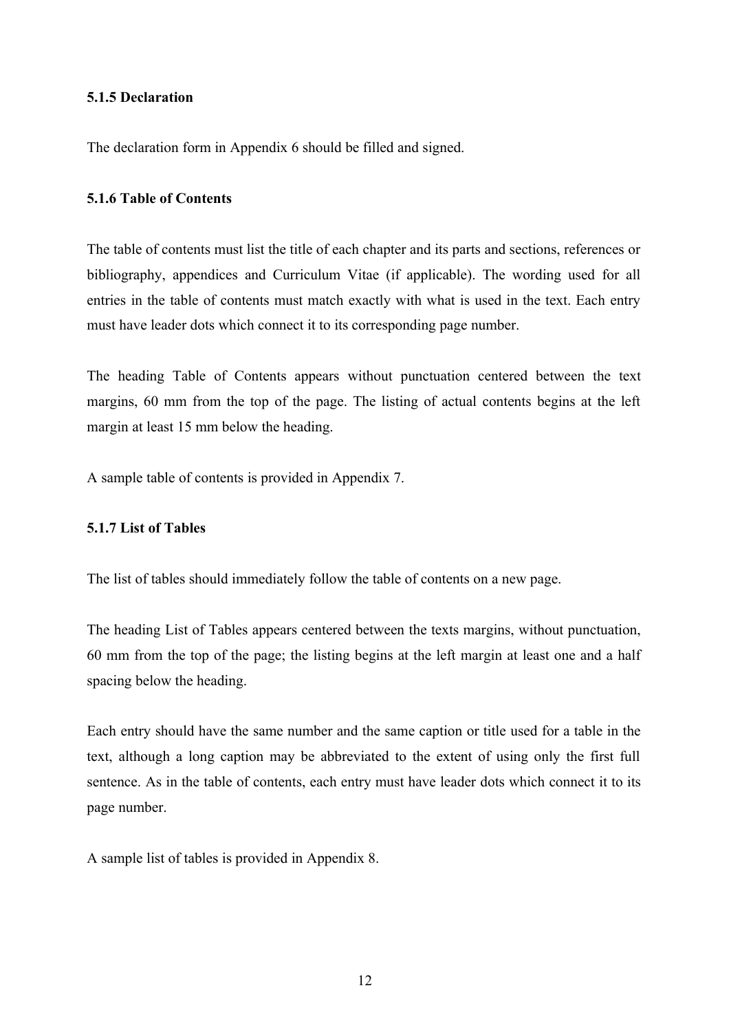#### 5.1.5 Declaration

The declaration form in Appendix 6 should be filled and signed.

#### 5.1.6 Table of Contents

The table of contents must list the title of each chapter and its parts and sections, references or bibliography, appendices and Curriculum Vitae (if applicable). The wording used for all entries in the table of contents must match exactly with what is used in the text. Each entry must have leader dots which connect it to its corresponding page number.

The heading Table of Contents appears without punctuation centered between the text margins, 60 mm from the top of the page. The listing of actual contents begins at the left margin at least 15 mm below the heading.

A sample table of contents is provided in Appendix 7.

#### 5.1.7 List of Tables

The list of tables should immediately follow the table of contents on a new page.

The heading List of Tables appears centered between the texts margins, without punctuation, 60 mm from the top of the page; the listing begins at the left margin at least one and a half spacing below the heading.

Each entry should have the same number and the same caption or title used for a table in the text, although a long caption may be abbreviated to the extent of using only the first full sentence. As in the table of contents, each entry must have leader dots which connect it to its page number.

A sample list of tables is provided in Appendix 8.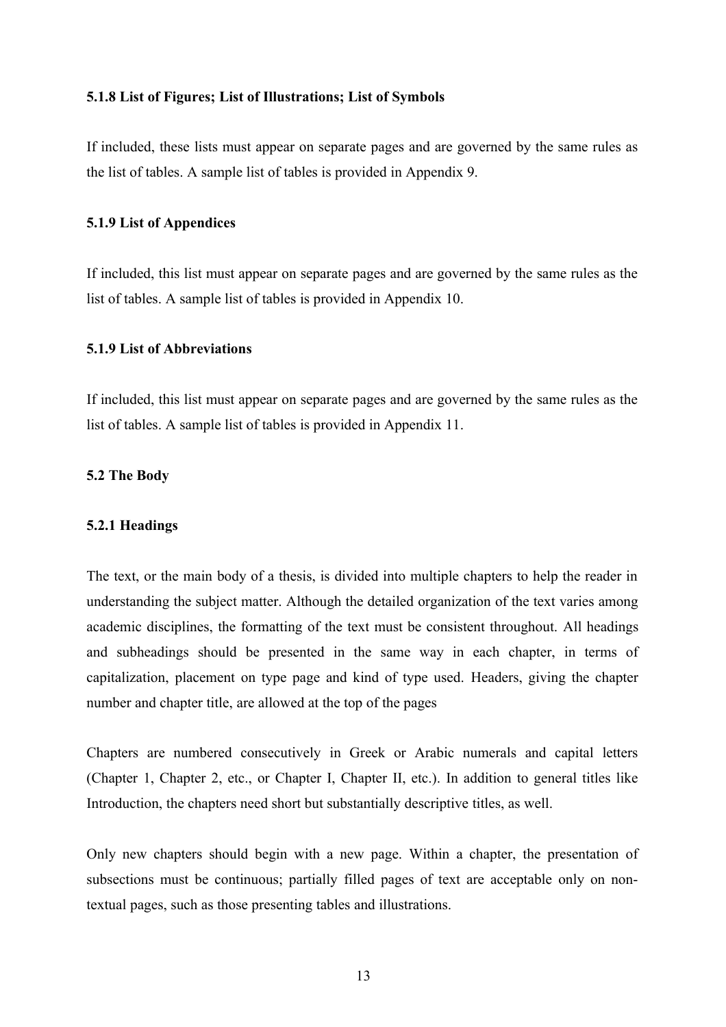### 5.1.8 List of Figures; List of Illustrations; List of Symbols

If included, these lists must appear on separate pages and are governed by the same rules as the list of tables. A sample list of tables is provided in Appendix 9.

### 5.1.9 List of Appendices

If included, this list must appear on separate pages and are governed by the same rules as the list of tables. A sample list of tables is provided in Appendix 10.

### 5.1.9 List of Abbreviations

If included, this list must appear on separate pages and are governed by the same rules as the list of tables. A sample list of tables is provided in Appendix 11.

## 5.2 The Body

### 5.2.1 Headings

The text, or the main body of a thesis, is divided into multiple chapters to help the reader in understanding the subject matter. Although the detailed organization of the text varies among academic disciplines, the formatting of the text must be consistent throughout. All headings and subheadings should be presented in the same way in each chapter, in terms of capitalization, placement on type page and kind of type used. Headers, giving the chapter number and chapter title, are allowed at the top of the pages

Chapters are numbered consecutively in Greek or Arabic numerals and capital letters (Chapter 1, Chapter 2, etc., or Chapter I, Chapter II, etc.). In addition to general titles like Introduction, the chapters need short but substantially descriptive titles, as well.

Only new chapters should begin with a new page. Within a chapter, the presentation of subsections must be continuous; partially filled pages of text are acceptable only on non-textual pages, such as those presenting tables and illustrations.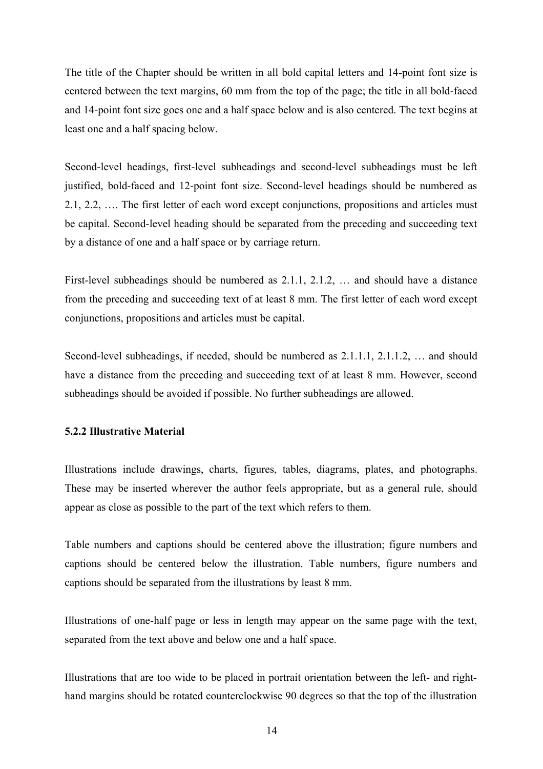The title of the Chapter should be written in all bold capital letters and 14-point font size is centered between the text margins, 60 mm from the top of the page; the title in all bold-faced and 14-point font size goes one and a half space below and is also centered. The text begins at least one and a half spacing below.

Second-level headings, first-level subheadings and second-level subheadings must be left justified, bold-faced and 12-point font size. Second-level headings should be numbered as 2.1, 2.2, …. The first letter of each word except conjunctions, propositions and articles must be capital. Second-level heading should be separated from the preceding and succeeding text by a distance of one and a half space or by carriage return.

First-level subheadings should be numbered as 2.1.1, 2.1.2, … and should have a distance from the preceding and succeeding text of at least 8 mm. The first letter of each word except conjunctions, propositions and articles must be capital.

Second-level subheadings, if needed, should be numbered as 2.1.1.1, 2.1.1.2, … and should have a distance from the preceding and succeeding text of at least 8 mm. However, second subheadings should be avoided if possible. No further subheadings are allowed.

### 5.2.2 Illustrative Material

Illustrations include drawings, charts, figures, tables, diagrams, plates, and photographs. These may be inserted wherever the author feels appropriate, but as a general rule, should appear as close as possible to the part of the text which refers to them.

Table numbers and captions should be centered above the illustration; figure numbers and captions should be centered below the illustration. Table numbers, figure numbers and captions should be separated from the illustrations by least 8 mm.

Illustrations of one-half page or less in length may appear on the same page with the text, separated from the text above and below one and a half space.

Illustrations that are too wide to be placed in portrait orientation between the left- and right-hand margins should be rotated counterclockwise 90 degrees so that the top of the illustration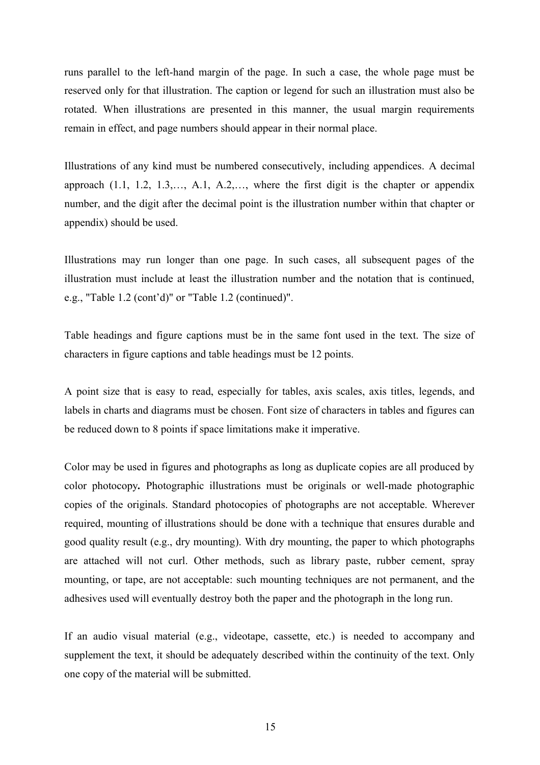runs parallel to the left-hand margin of the page. In such a case, the whole page must be reserved only for that illustration. The caption or legend for such an illustration must also be rotated. When illustrations are presented in this manner, the usual margin requirements remain in effect, and page numbers should appear in their normal place.

Illustrations of any kind must be numbered consecutively, including appendices. A decimal approach (1.1, 1.2, 1.3,…, A.1, A.2,…, where the first digit is the chapter or appendix number, and the digit after the decimal point is the illustration number within that chapter or appendix) should be used.

Illustrations may run longer than one page. In such cases, all subsequent pages of the illustration must include at least the illustration number and the notation that is continued, e.g., "Table 1.2 (cont'd)" or "Table 1.2 (continued)".

Table headings and figure captions must be in the same font used in the text. The size of characters in figure captions and table headings must be 12 points.

A point size that is easy to read, especially for tables, axis scales, axis titles, legends, and labels in charts and diagrams must be chosen. Font size of characters in tables and figures can be reduced down to 8 points if space limitations make it imperative.

Color may be used in figures and photographs as long as duplicate copies are all produced by color photocopy**.** Photographic illustrations must be originals or well-made photographic copies of the originals. Standard photocopies of photographs are not acceptable. Wherever required, mounting of illustrations should be done with a technique that ensures durable and good quality result (e.g., dry mounting). With dry mounting, the paper to which photographs are attached will not curl. Other methods, such as library paste, rubber cement, spray mounting, or tape, are not acceptable: such mounting techniques are not permanent, and the adhesives used will eventually destroy both the paper and the photograph in the long run.

If an audio visual material (e.g., videotape, cassette, etc.) is needed to accompany and supplement the text, it should be adequately described within the continuity of the text. Only one copy of the material will be submitted.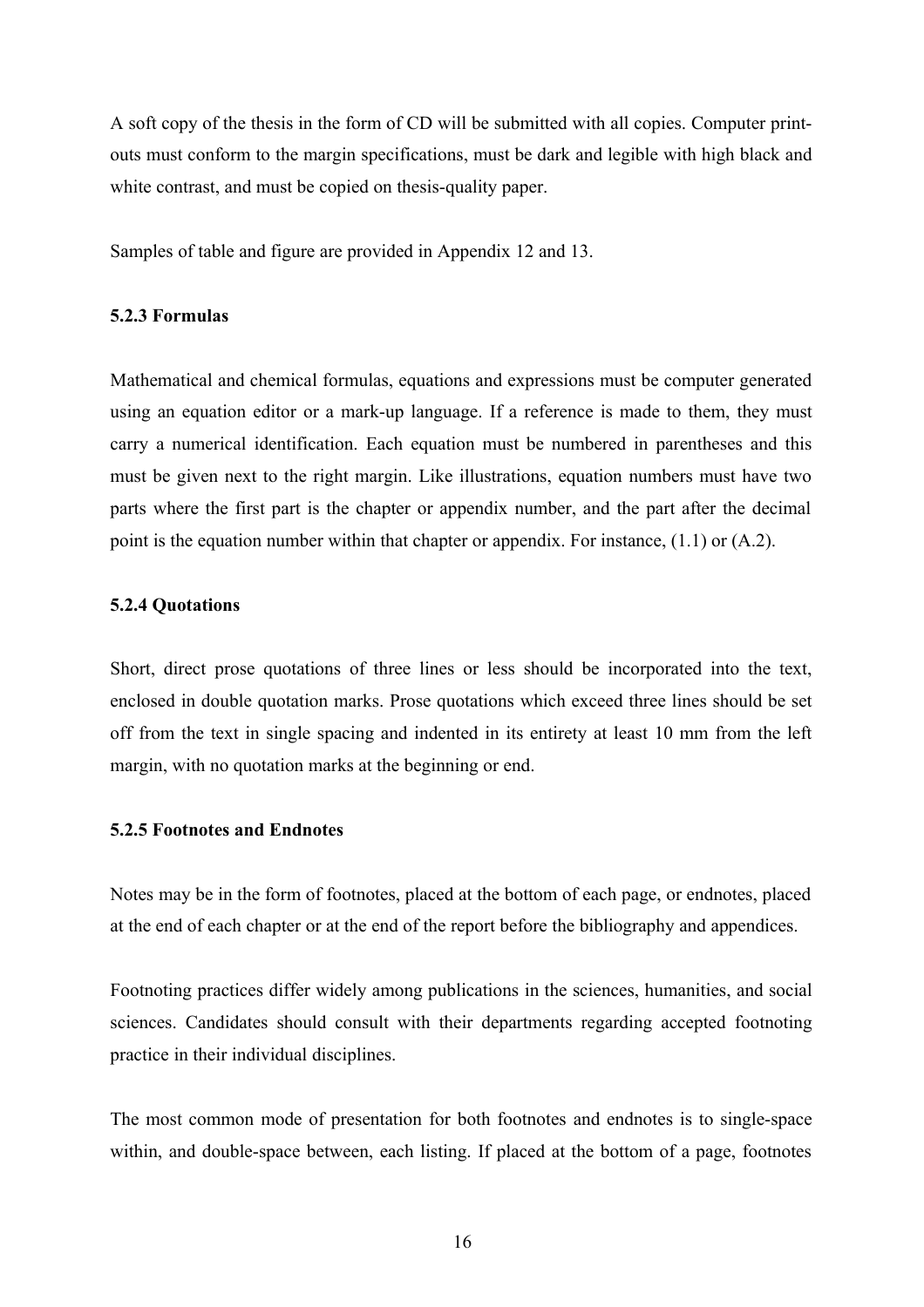A soft copy of the thesis in the form of CD will be submitted with all copies. Computer print-outs must conform to the margin specifications, must be dark and legible with high black and white contrast, and must be copied on thesis-quality paper.

Samples of table and figure are provided in Appendix 12 and 13.

### 5.2.3 Formulas

Mathematical and chemical formulas, equations and expressions must be computer generated using an equation editor or a mark-up language. If a reference is made to them, they must carry a numerical identification. Each equation must be numbered in parentheses and this must be given next to the right margin. Like illustrations, equation numbers must have two parts where the first part is the chapter or appendix number, and the part after the decimal point is the equation number within that chapter or appendix. For instance, (1.1) or (A.2).

### 5.2.4 Quotations

Short, direct prose quotations of three lines or less should be incorporated into the text, enclosed in double quotation marks. Prose quotations which exceed three lines should be set off from the text in single spacing and indented in its entirety at least 10 mm from the left margin, with no quotation marks at the beginning or end.

### 5.2.5 Footnotes and Endnotes

Notes may be in the form of footnotes, placed at the bottom of each page, or endnotes, placed at the end of each chapter or at the end of the report before the bibliography and appendices.

Footnoting practices differ widely among publications in the sciences, humanities, and social sciences. Candidates should consult with their departments regarding accepted footnoting practice in their individual disciplines.

The most common mode of presentation for both footnotes and endnotes is to single-space within, and double-space between, each listing. If placed at the bottom of a page, footnotes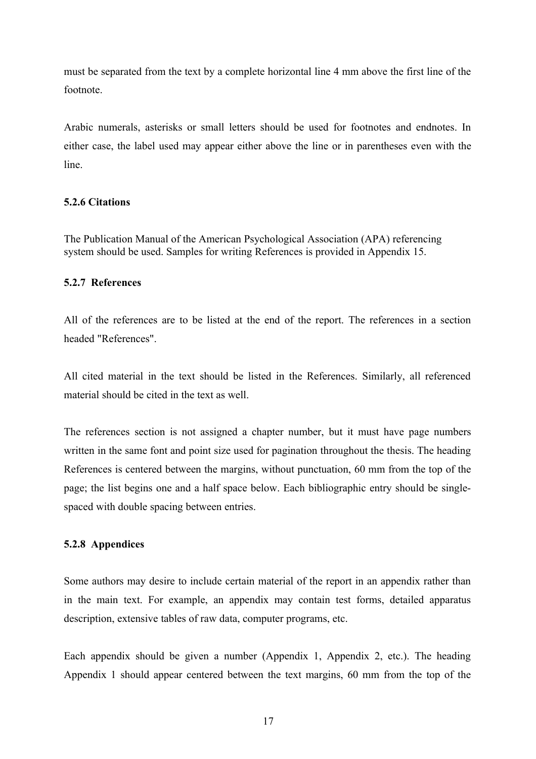must be separated from the text by a complete horizontal line 4 mm above the first line of the footnote.

Arabic numerals, asterisks or small letters should be used for footnotes and endnotes. In either case, the label used may appear either above the line or in parentheses even with the line.

### 5.2.6 Citations

The Publication Manual of the American Psychological Association (APA) referencing system should be used. Samples for writing References is provided in Appendix 15.

### 5.2.7 References

All of the references are to be listed at the end of the report. The references in a section headed "References".

All cited material in the text should be listed in the References. Similarly, all referenced material should be cited in the text as well.

The references section is not assigned a chapter number, but it must have page numbers written in the same font and point size used for pagination throughout the thesis. The heading References is centered between the margins, without punctuation, 60 mm from the top of the page; the list begins one and a half space below. Each bibliographic entry should be single-spaced with double spacing between entries.

### 5.2.8 Appendices

Some authors may desire to include certain material of the report in an appendix rather than in the main text. For example, an appendix may contain test forms, detailed apparatus description, extensive tables of raw data, computer programs, etc.

Each appendix should be given a number (Appendix 1, Appendix 2, etc.). The heading Appendix 1 should appear centered between the text margins, 60 mm from the top of the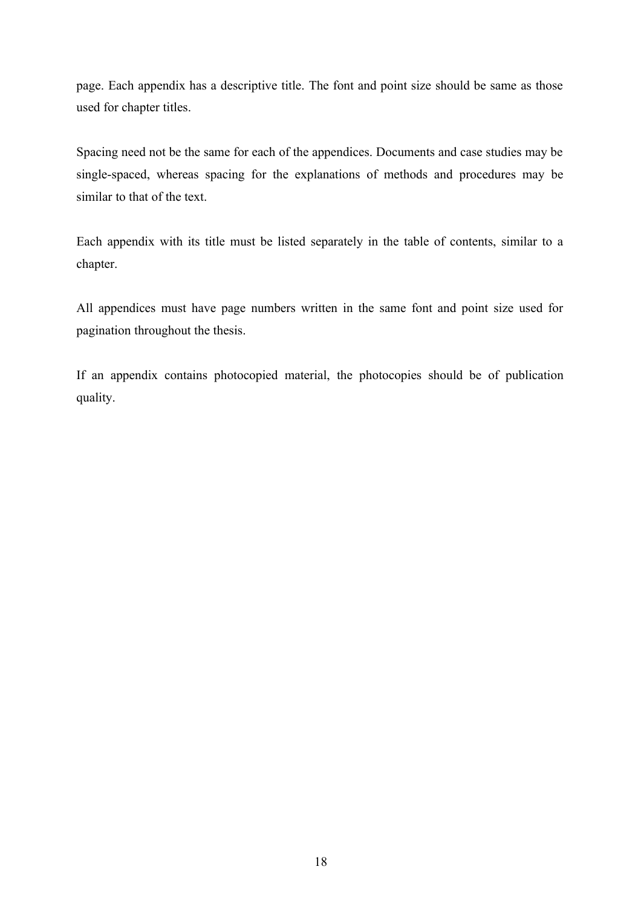page. Each appendix has a descriptive title. The font and point size should be same as those used for chapter titles.

Spacing need not be the same for each of the appendices. Documents and case studies may be single-spaced, whereas spacing for the explanations of methods and procedures may be similar to that of the text.

Each appendix with its title must be listed separately in the table of contents, similar to a chapter.

All appendices must have page numbers written in the same font and point size used for pagination throughout the thesis.

If an appendix contains photocopied material, the photocopies should be of publication quality.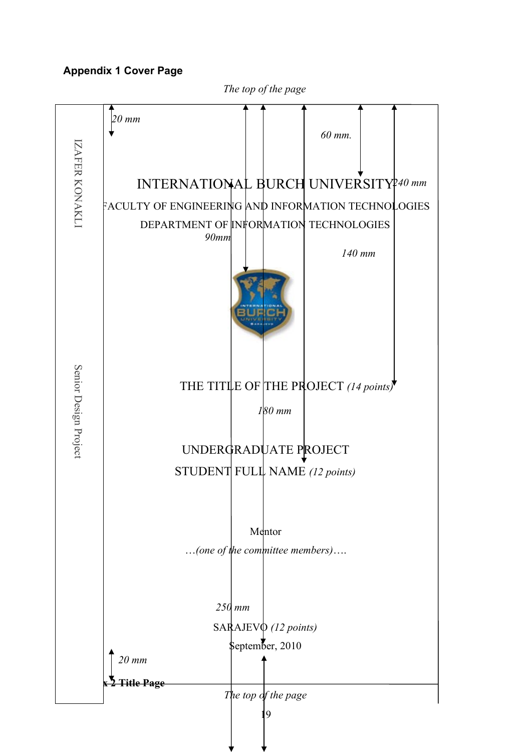**Appendix 1 Cover Page**

*The top of the page*

IZAFER KONAKLI

Senior Design Project

*20 mm*

*60 mm.*

INTERNATIONAL BURCH UNIVERSITY *240 mm*

FACULTY OF ENGINEERING AND INFORMATION TECHNOLOGIES

DEPARTMENT OF INFORMATION TECHNOLOGIES

*90mm*

*140 mm*

THE TITLE OF THE PROJECT *(14 points)*

*180 mm*

UNDERGRADUATE PROJECT

STUDENT FULL NAME *(12 points)*

Mentor

*…(one of the committee members)….*

*250 mm*

SARAJEVO *(12 points)*

September, 2010

*20 mm*

**x 2 Title Page**

*The top of the page*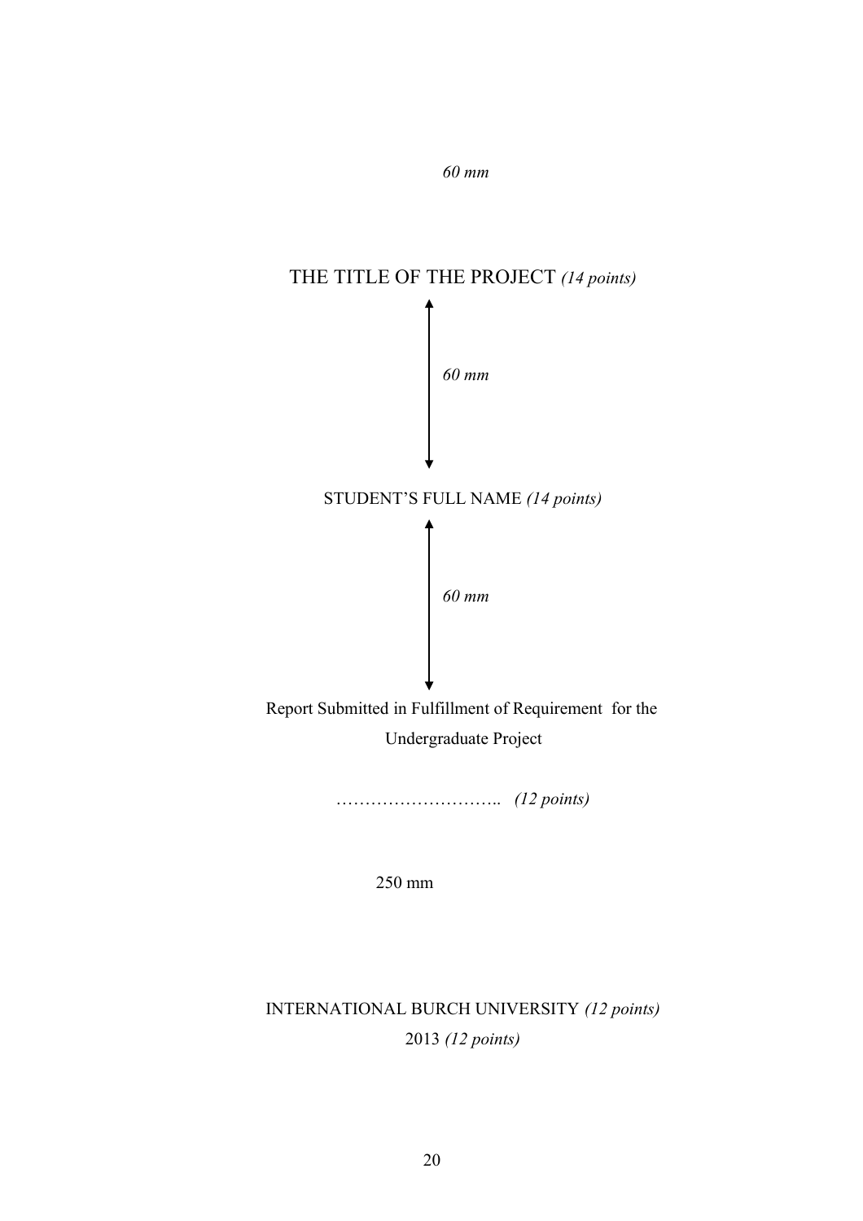*60 mm*

THE TITLE OF THE PROJECT *(14 points)*

*60 mm*

STUDENT'S FULL NAME *(14 points)*

*60 mm*

Report Submitted in Fulfillment of Requirement for the Undergraduate Project

……………………….. *(12 points)*

250 mm

INTERNATIONAL BURCH UNIVERSITY *(12 points)*

2013 *(12 points)*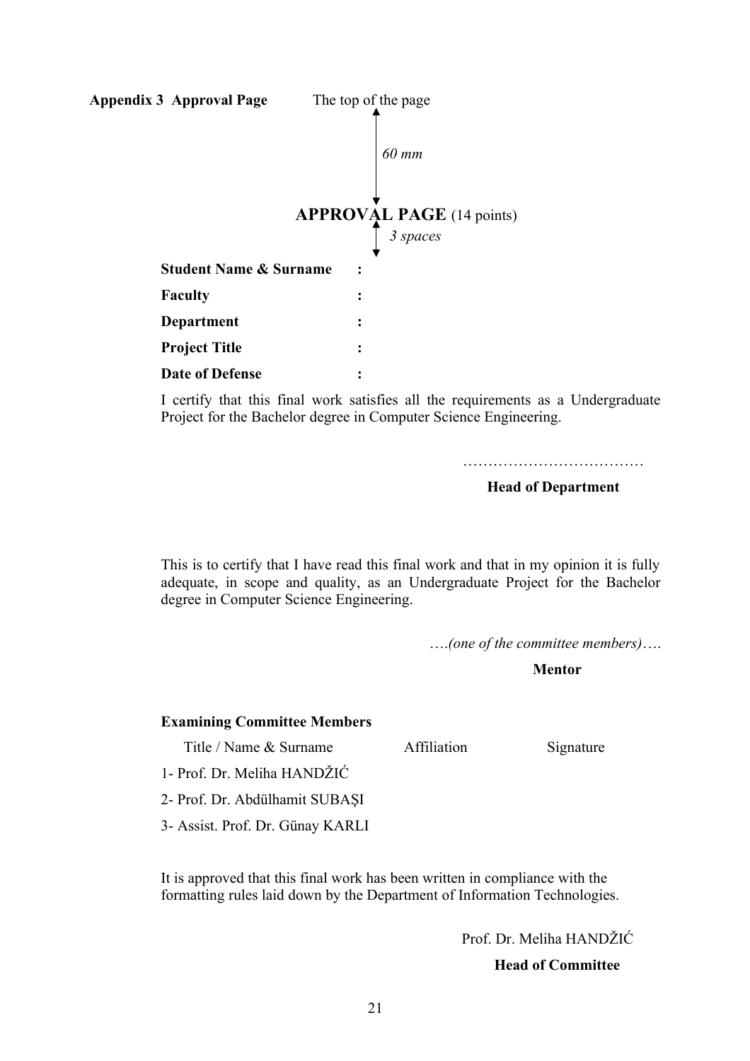**Appendix 3 Approval Page** The top of the page

*60 mm*

## APPROVAL PAGE (14 points)

*3 spaces*

**Student Name & Surname** :

**Faculty** :

**Department** :

**Project Title** :

**Date of Defense** :

I certify that this final work satisfies all the requirements as a Undergraduate Project for the Bachelor degree in Computer Science Engineering.

………………………………

**Head of Department**

This is to certify that I have read this final work and that in my opinion it is fully adequate, in scope and quality, as an Undergraduate Project for the Bachelor degree in Computer Science Engineering.

….*(one of the committee members)*….

**Mentor**

**Examining Committee Members**

| Title / Name & Surname | Affiliation | Signature |
|---|---|---|
| 1- Prof. Dr. Meliha HANDŽIĆ | | |
| 2- Prof. Dr. Abdülhamit SUBAŞI | | |
| 3- Assist. Prof. Dr. Günay KARLI | | |

It is approved that this final work has been written in compliance with the formatting rules laid down by the Department of Information Technologies.

Prof. Dr. Meliha HANDŽIĆ

**Head of Committee**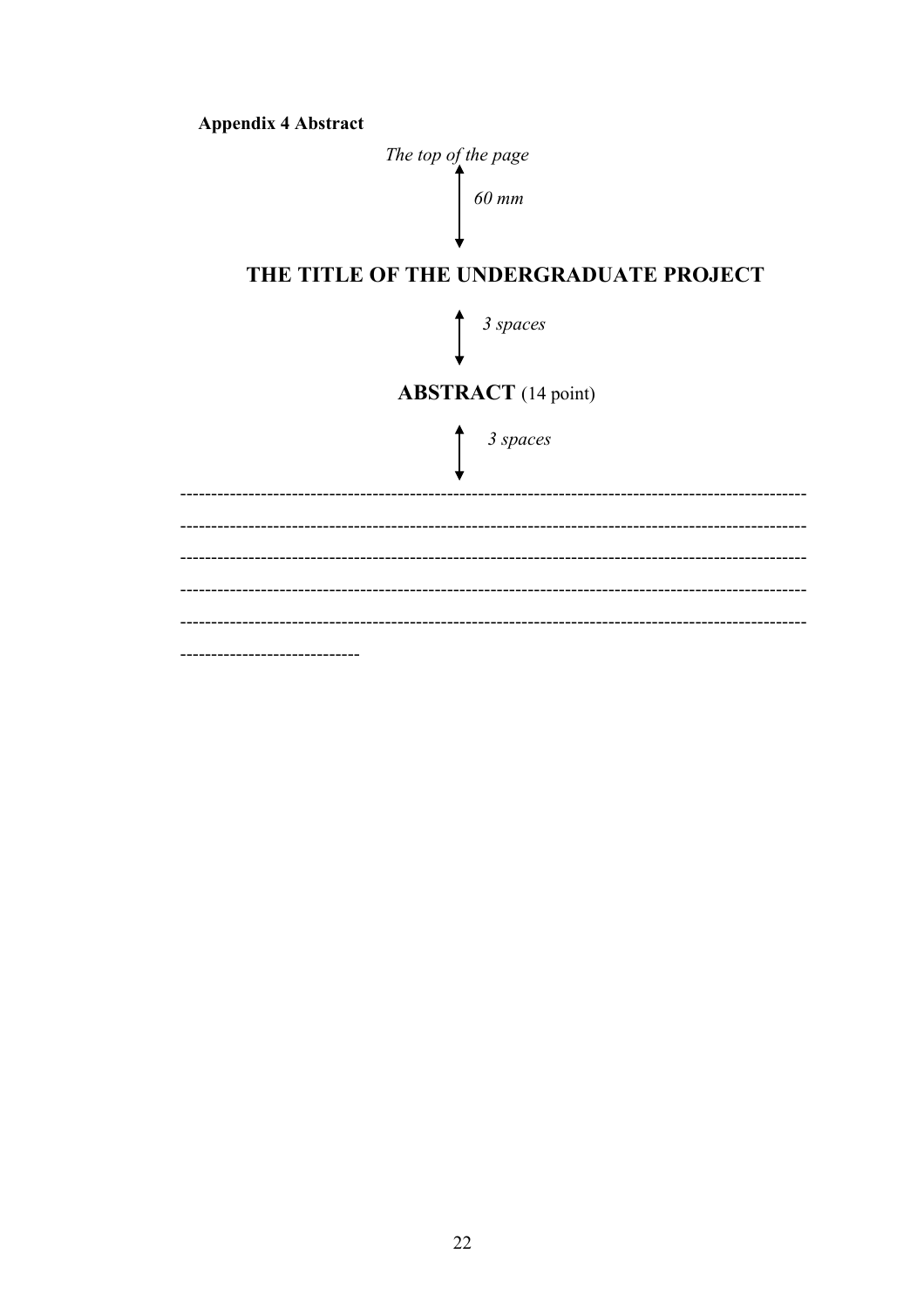**Appendix 4 Abstract**

*The top of the page*

↕ *60 mm*

**THE TITLE OF THE UNDERGRADUATE PROJECT**

↕ *3 spaces*

**ABSTRACT** (14 point)

↕ *3 spaces*

-------------------------------------------------------------------------------------------------------

-------------------------------------------------------------------------------------------------------

-------------------------------------------------------------------------------------------------------

-------------------------------------------------------------------------------------------------------

-------------------------------------------------------------------------------------------------------

----------------------------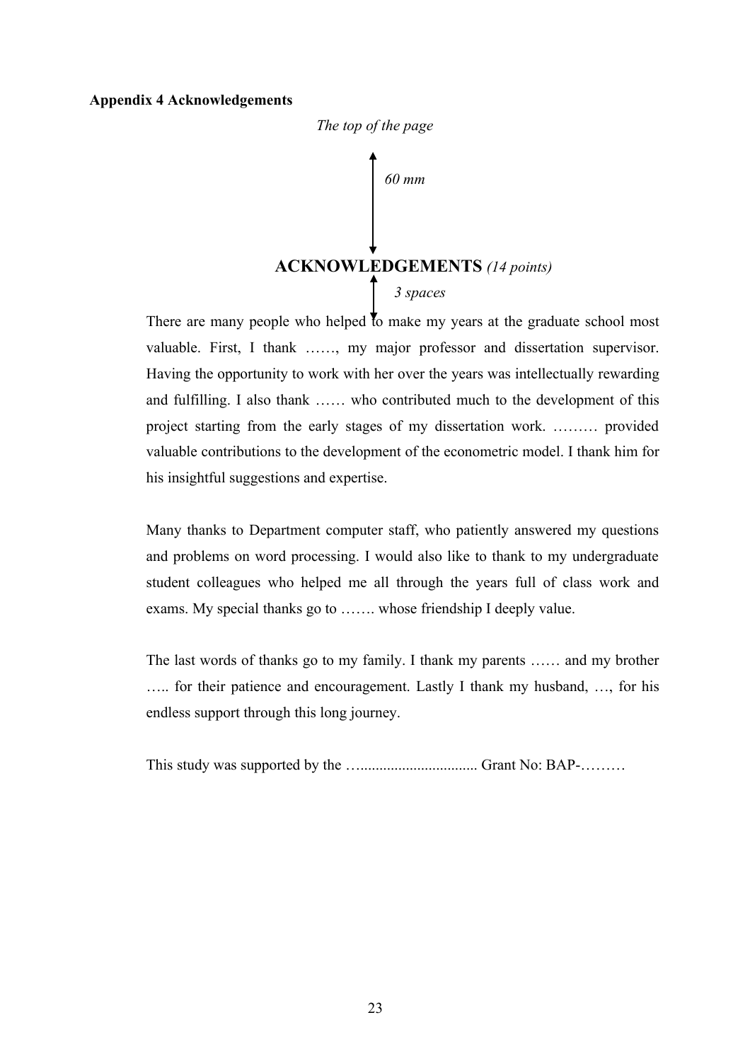**Appendix 4 Acknowledgements**

*The top of the page*

*60 mm*

## ACKNOWLEDGEMENTS *(14 points)*

*3 spaces*

There are many people who helped to make my years at the graduate school most valuable. First, I thank ……, my major professor and dissertation supervisor. Having the opportunity to work with her over the years was intellectually rewarding and fulfilling. I also thank …… who contributed much to the development of this project starting from the early stages of my dissertation work. ……… provided valuable contributions to the development of the econometric model. I thank him for his insightful suggestions and expertise.

Many thanks to Department computer staff, who patiently answered my questions and problems on word processing. I would also like to thank to my undergraduate student colleagues who helped me all through the years full of class work and exams. My special thanks go to ……. whose friendship I deeply value.

The last words of thanks go to my family. I thank my parents …… and my brother ….. for their patience and encouragement. Lastly I thank my husband, …, for his endless support through this long journey.

This study was supported by the …............................... Grant No: BAP-………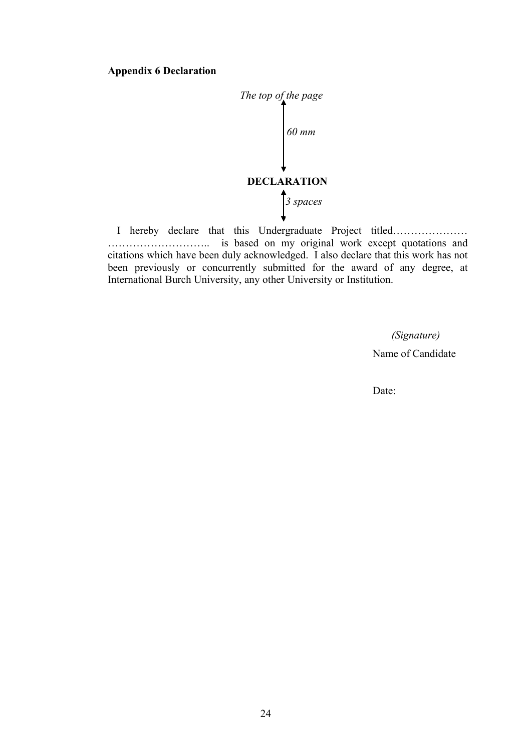**Appendix 6 Declaration**

*The top of the page*

*60 mm*

**DECLARATION**

*3 spaces*

I hereby declare that this Undergraduate Project titled………………… ……………………….. is based on my original work except quotations and citations which have been duly acknowledged. I also declare that this work has not been previously or concurrently submitted for the award of any degree, at International Burch University, any other University or Institution.

*(Signature)*

Name of Candidate

Date: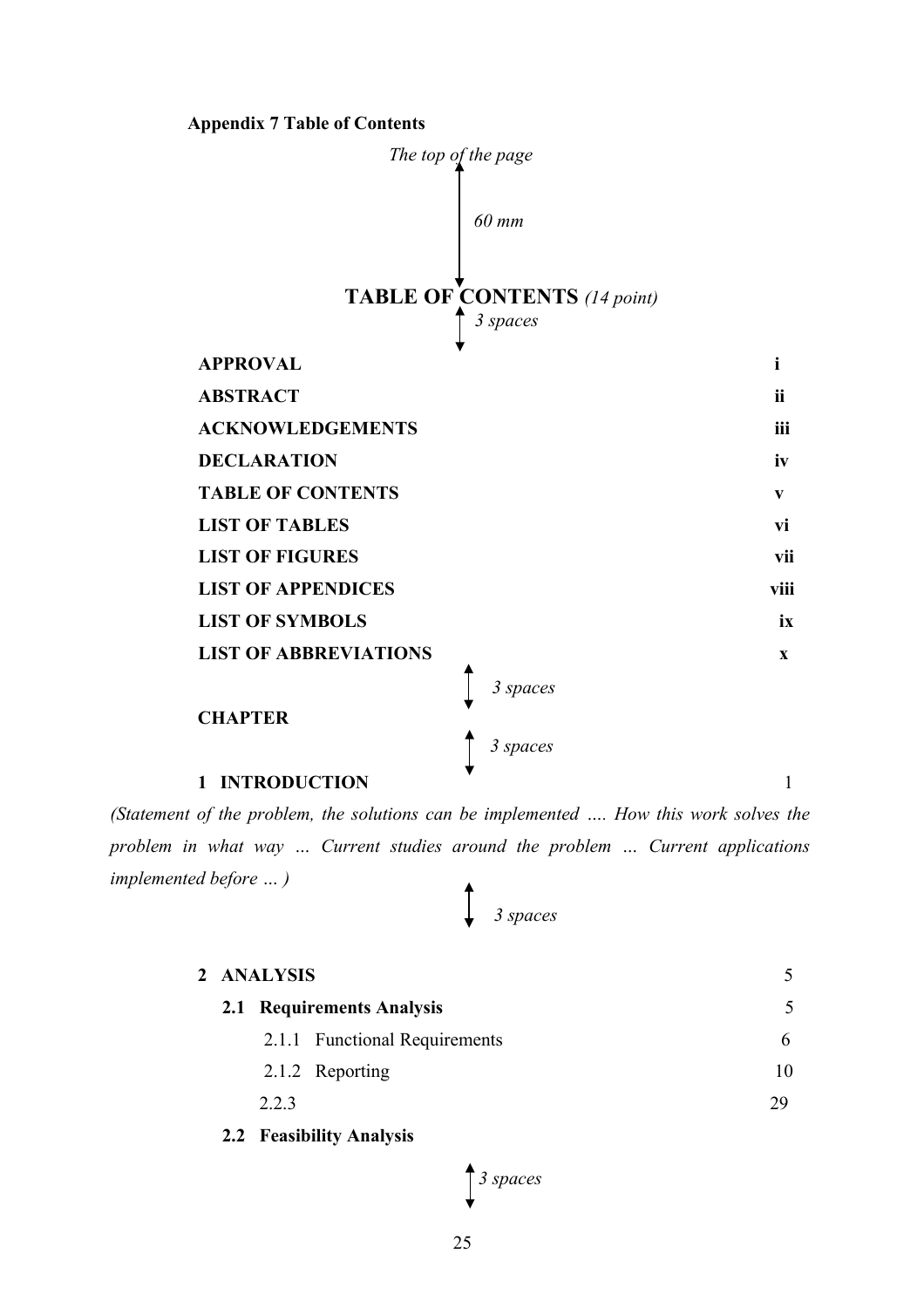**Appendix 7 Table of Contents**

*The top of the page*

*60 mm*

## TABLE OF CONTENTS *(14 point)*

*3 spaces*

| | |
|---|---|
| **APPROVAL** | **i** |
| **ABSTRACT** | **ii** |
| **ACKNOWLEDGEMENTS** | **iii** |
| **DECLARATION** | **iv** |
| **TABLE OF CONTENTS** | **v** |
| **LIST OF TABLES** | **vi** |
| **LIST OF FIGURES** | **vii** |
| **LIST OF APPENDICES** | **viii** |
| **LIST OF SYMBOLS** | **ix** |
| **LIST OF ABBREVIATIONS** | **x** |

*3 spaces*

**CHAPTER**

*3 spaces*

| | |
|---|---|
| **1 INTRODUCTION** | 1 |

*(Statement of the problem, the solutions can be implemented …. How this work solves the problem in what way … Current studies around the problem … Current applications implemented before … )*

*3 spaces*

| | |
|---|---|
| **2 ANALYSIS** | 5 |
| **2.1 Requirements Analysis** | 5 |
| 2.1.1 Functional Requirements | 6 |
| 2.1.2 Reporting | 10 |
| 2.2.3 | 29 |
| **2.2 Feasibility Analysis** | |

*3 spaces*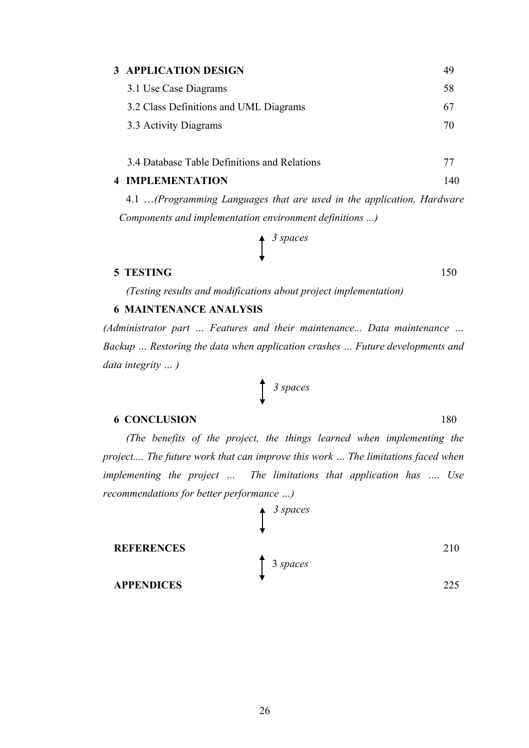**3 APPLICATION DESIGN** 49

3.1 Use Case Diagrams 58

3.2 Class Definitions and UML Diagrams 67

3.3 Activity Diagrams 70

3.4 Database Table Definitions and Relations 77

**4 IMPLEMENTATION** 140

4.1 …*(Programming Languages that are used in the application, Hardware Components and implementation environment definitions ...)*

*3 spaces*

**5 TESTING** 150

*(Testing results and modifications about project implementation)*

**6 MAINTENANCE ANALYSIS**

*(Administrator part … Features and their maintenance... Data maintenance … Backup … Restoring the data when application crashes … Future developments and data integrity … )*

*3 spaces*

**6 CONCLUSION** 180

*(The benefits of the project, the things learned when implementing the project.... The future work that can improve this work … The limitations faced when implementing the project … The limitations that application has …. Use recommendations for better performance …)*

*3 spaces*

**REFERENCES** 210

3 *spaces*

**APPENDICES** 225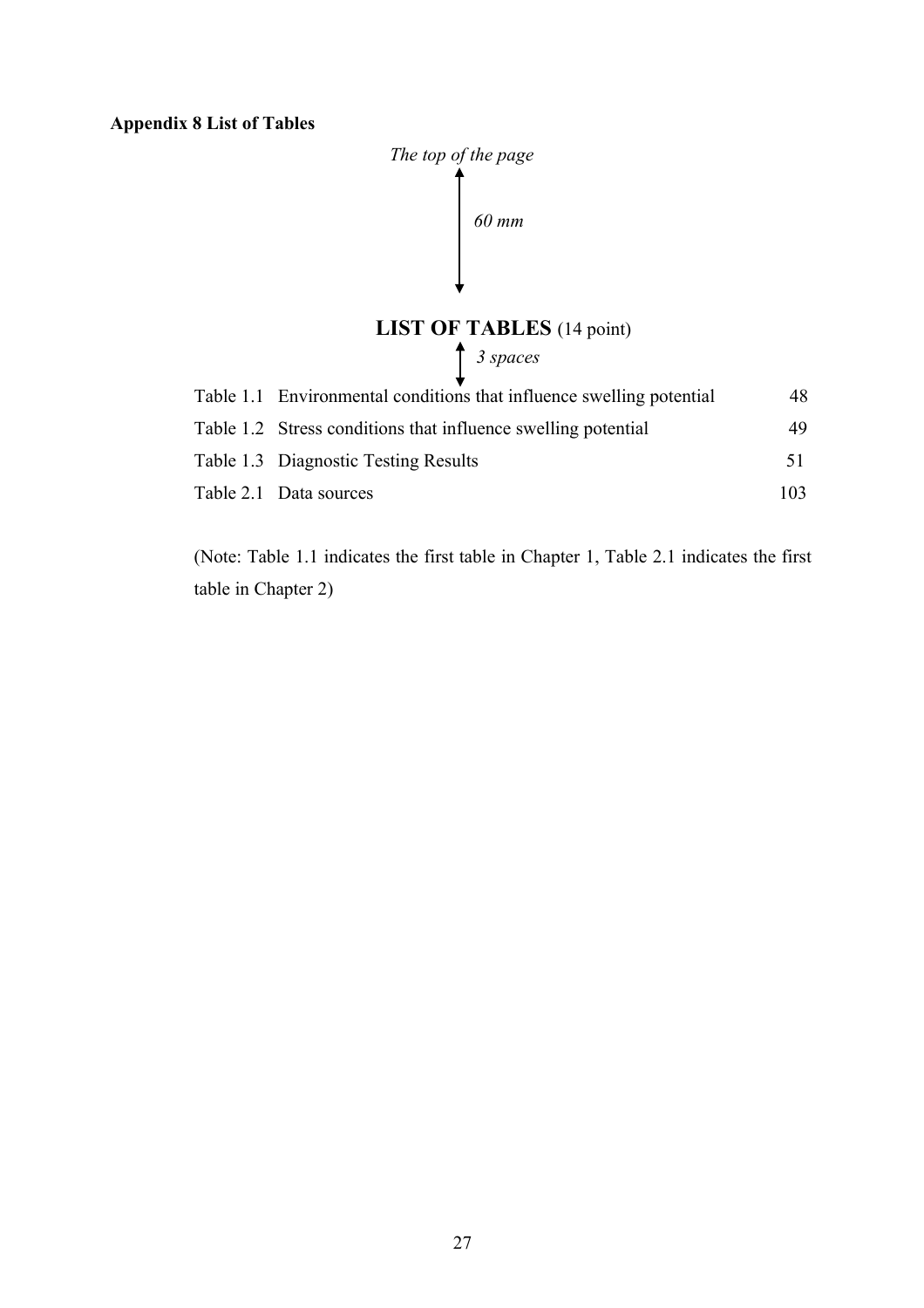**Appendix 8 List of Tables**

*The top of the page*

*60 mm*

## LIST OF TABLES (14 point)

*3 spaces*

| | | |
|---|---|---|
| Table 1.1 | Environmental conditions that influence swelling potential | 48 |
| Table 1.2 | Stress conditions that influence swelling potential | 49 |
| Table 1.3 | Diagnostic Testing Results | 51 |
| Table 2.1 | Data sources | 103 |

(Note: Table 1.1 indicates the first table in Chapter 1, Table 2.1 indicates the first table in Chapter 2)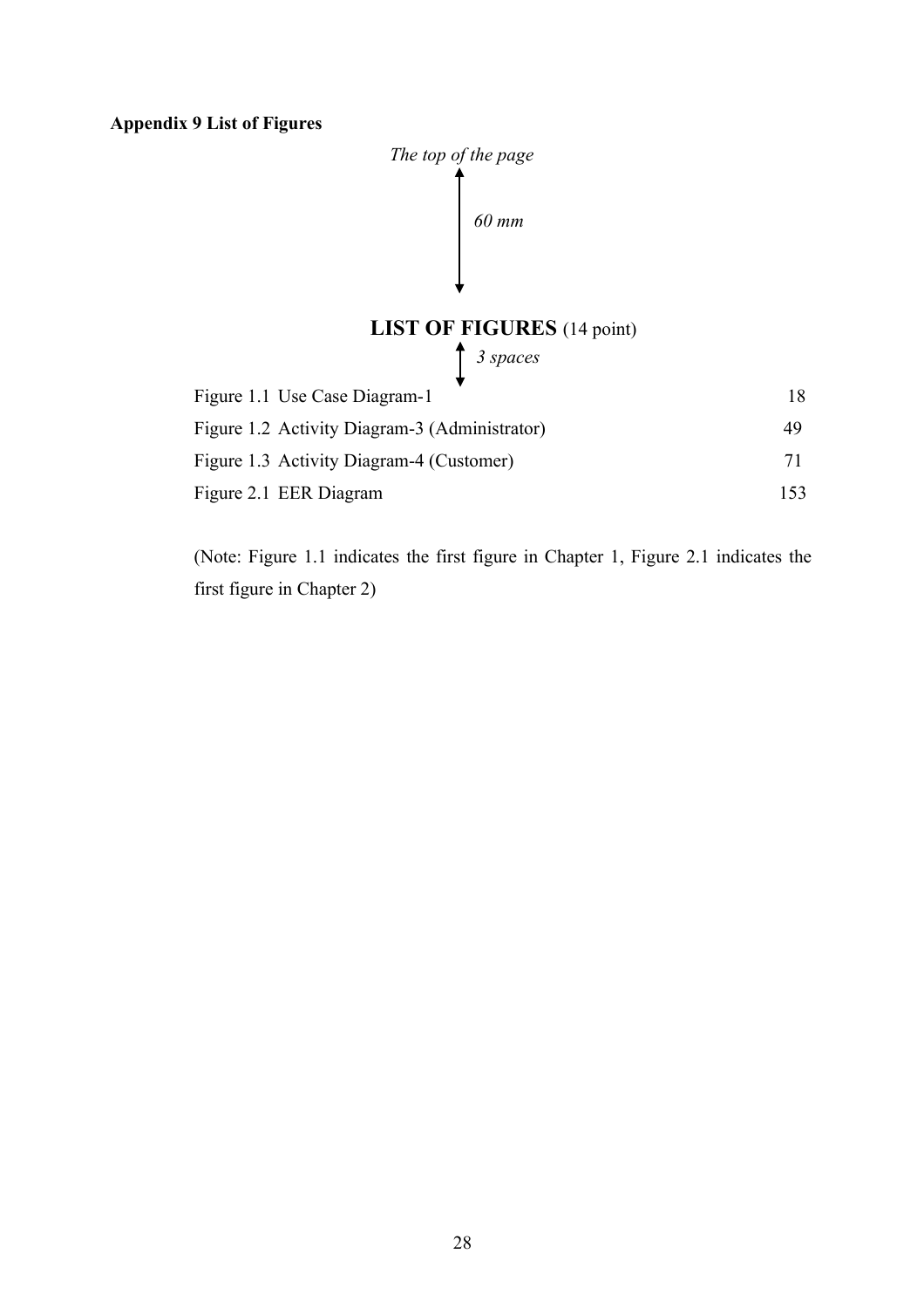**Appendix 9 List of Figures**

*The top of the page*

*60 mm*

# LIST OF FIGURES (14 point)

*3 spaces*

| | |
|---|---|
| Figure 1.1 Use Case Diagram-1 | 18 |
| Figure 1.2 Activity Diagram-3 (Administrator) | 49 |
| Figure 1.3 Activity Diagram-4 (Customer) | 71 |
| Figure 2.1 EER Diagram | 153 |

(Note: Figure 1.1 indicates the first figure in Chapter 1, Figure 2.1 indicates the first figure in Chapter 2)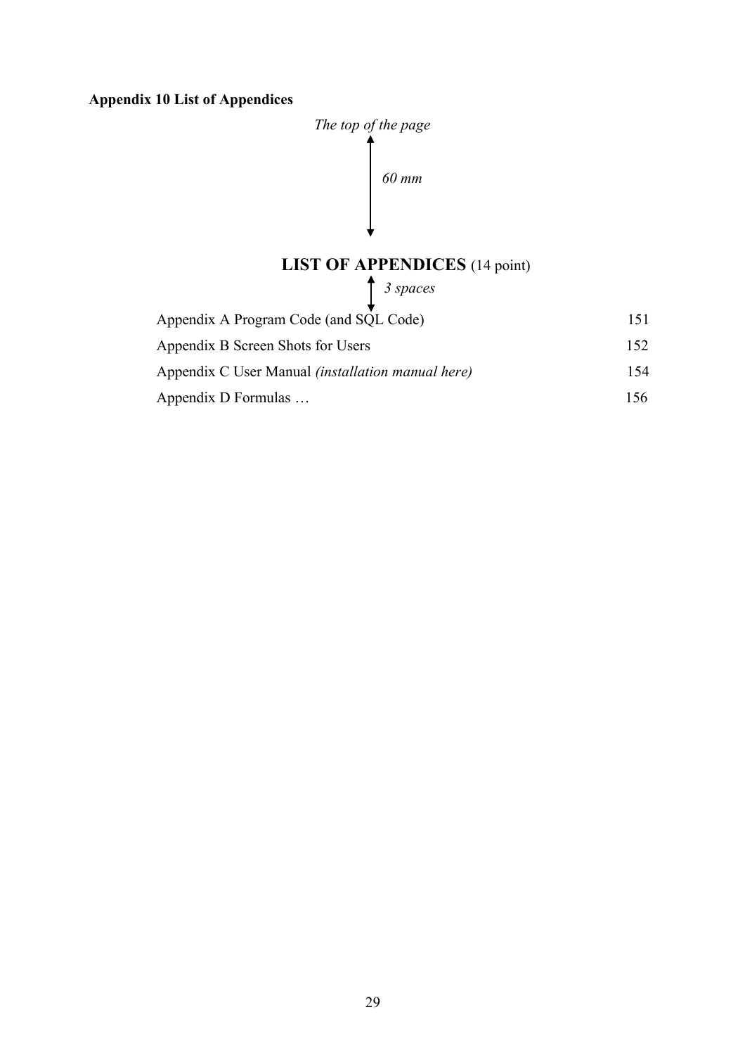**Appendix 10 List of Appendices**

*The top of the page*

*60 mm*

**LIST OF APPENDICES** (14 point)

*3 spaces*

| | |
|---|---|
| Appendix A Program Code (and SQL Code) | 151 |
| Appendix B Screen Shots for Users | 152 |
| Appendix C User Manual *(installation manual here)* | 154 |
| Appendix D Formulas … | 156 |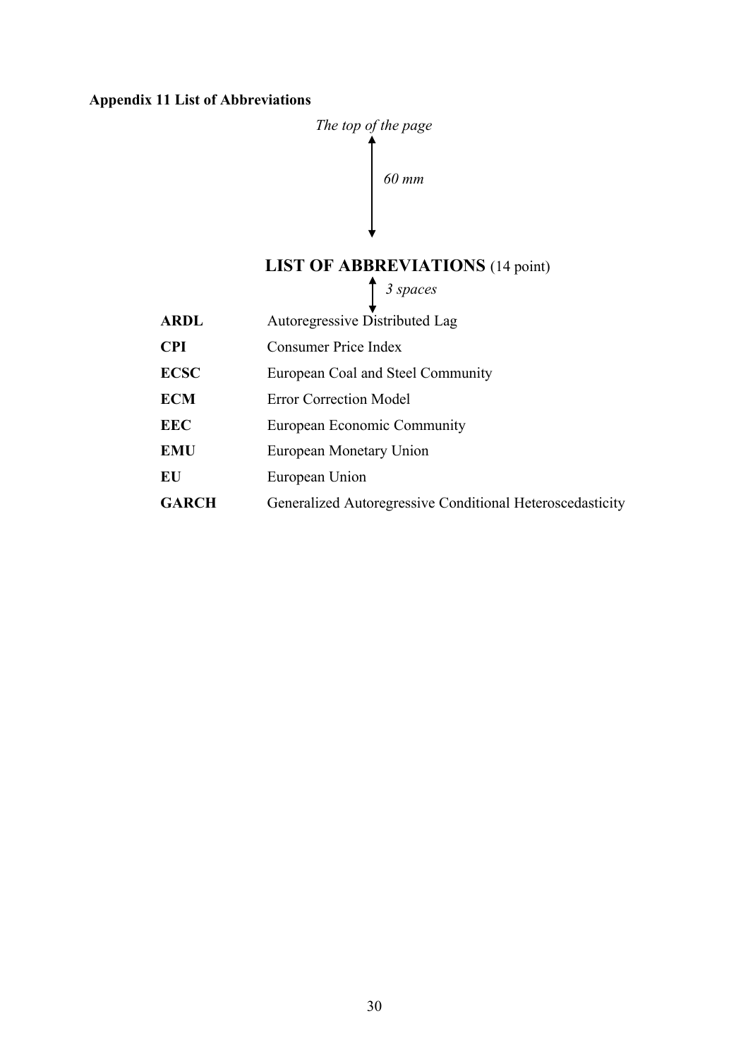**Appendix 11 List of Abbreviations**

*The top of the page*

*60 mm*

## LIST OF ABBREVIATIONS (14 point)

*3 spaces*

| | |
|---|---|
| **ARDL** | Autoregressive Distributed Lag |
| **CPI** | Consumer Price Index |
| **ECSC** | European Coal and Steel Community |
| **ECM** | Error Correction Model |
| **EEC** | European Economic Community |
| **EMU** | European Monetary Union |
| **EU** | European Union |
| **GARCH** | Generalized Autoregressive Conditional Heteroscedasticity |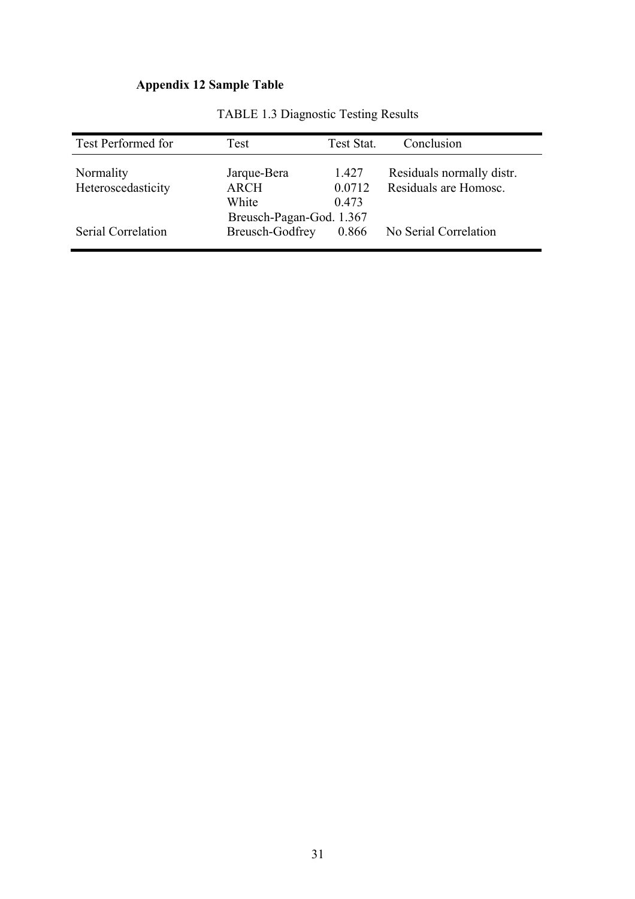**Appendix 12 Sample Table**

TABLE 1.3 Diagnostic Testing Results

| Test Performed for | Test | Test Stat. | Conclusion |
|---|---|---|---|
| Normality | Jarque-Bera | 1.427 | Residuals normally distr. |
| Heteroscedasticity | ARCH | 0.0712 | Residuals are Homosc. |
| | White | 0.473 | |
| | Breusch-Pagan-God. | 1.367 | |
| Serial Correlation | Breusch-Godfrey | 0.866 | No Serial Correlation |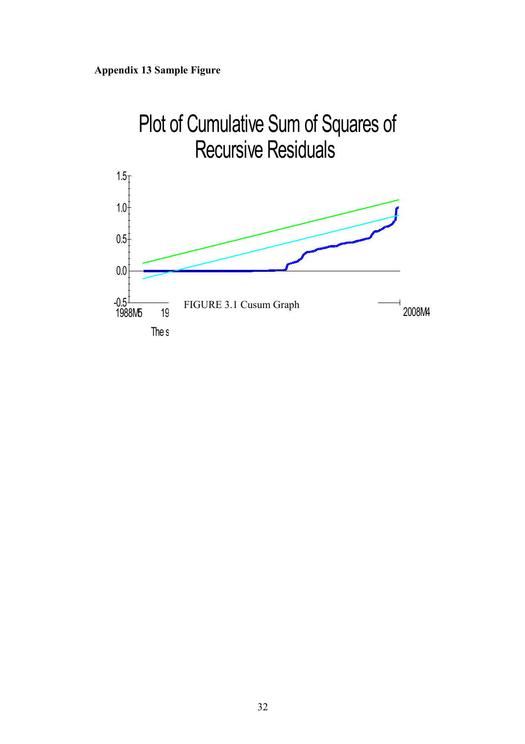**Appendix 13 Sample Figure**

Plot of Cumulative Sum of Squares of Recursive Residuals

FIGURE 3.1 Cusum Graph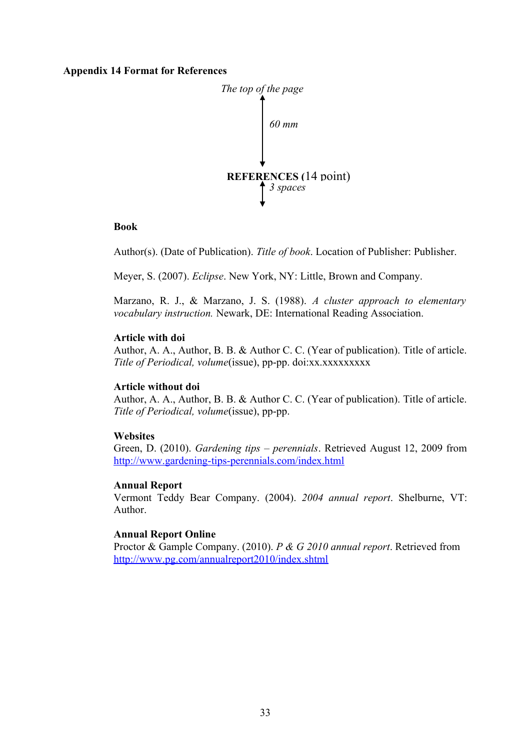**Appendix 14 Format for References**

*The top of the page*

*60 mm*

**REFERENCES** (14 point)

*3 spaces*

**Book**

Author(s). (Date of Publication). *Title of book*. Location of Publisher: Publisher.

Meyer, S. (2007). *Eclipse*. New York, NY: Little, Brown and Company.

Marzano, R. J., & Marzano, J. S. (1988). *A cluster approach to elementary vocabulary instruction.* Newark, DE: International Reading Association.

**Article with doi**

Author, A. A., Author, B. B. & Author C. C. (Year of publication). Title of article. *Title of Periodical, volume*(issue), pp-pp. doi:xx.xxxxxxxxx

**Article without doi**

Author, A. A., Author, B. B. & Author C. C. (Year of publication). Title of article. *Title of Periodical, volume*(issue), pp-pp.

**Websites**

Green, D. (2010). *Gardening tips – perennials*. Retrieved August 12, 2009 from http://www.gardening-tips-perennials.com/index.html

**Annual Report**

Vermont Teddy Bear Company. (2004). *2004 annual report*. Shelburne, VT: Author.

**Annual Report Online**

Proctor & Gample Company. (2010). *P & G 2010 annual report*. Retrieved from http://www.pg.com/annualreport2010/index.shtml